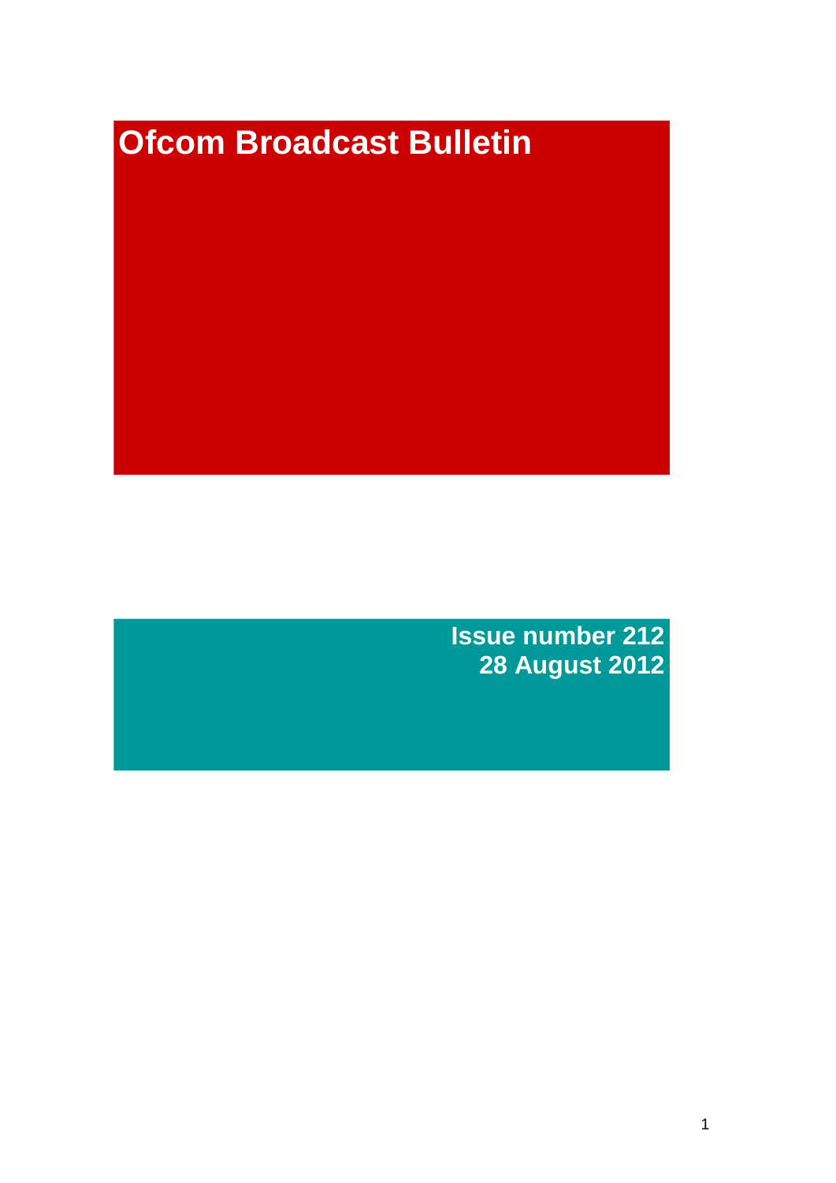# Ofcom Broadcast Bulletin

**Issue number 212**
**28 August 2012**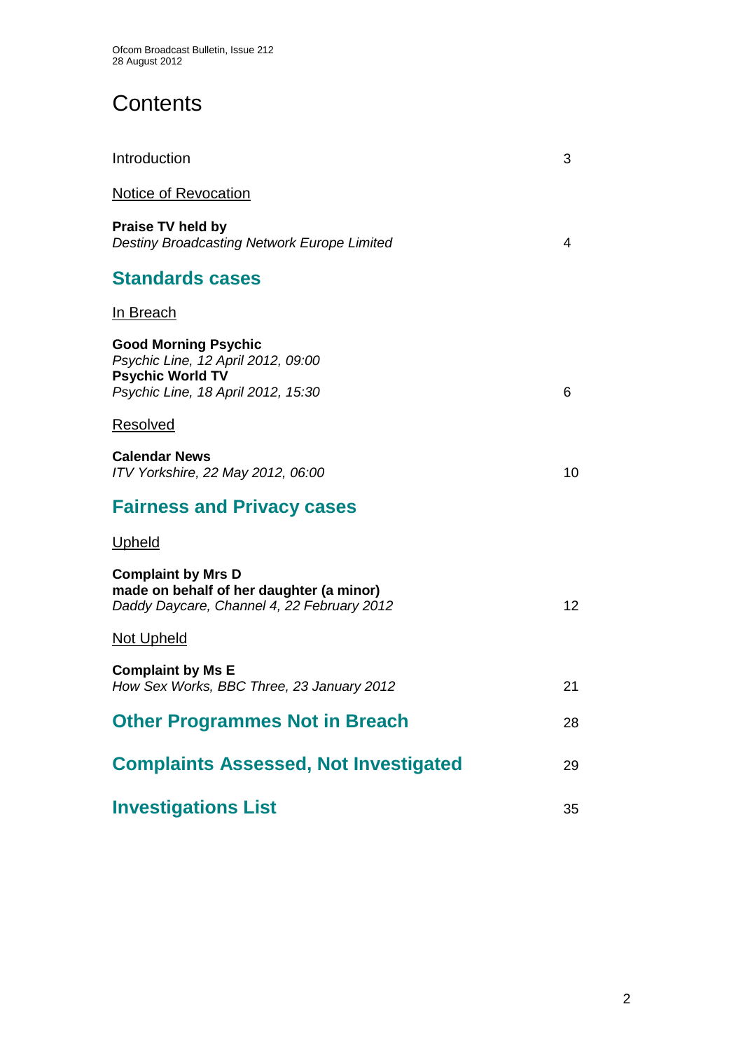# Contents

| | |
|---|---|
| Introduction | 3 |
| Notice of Revocation | |
| **Praise TV held by** *Destiny Broadcasting Network Europe Limited* | 4 |

## Standards cases

| | |
|---|---|
| In Breach | |
| **Good Morning Psychic** *Psychic Line, 12 April 2012, 09:00* **Psychic World TV** *Psychic Line, 18 April 2012, 15:30* | 6 |
| Resolved | |
| **Calendar News** *ITV Yorkshire, 22 May 2012, 06:00* | 10 |

## Fairness and Privacy cases

| | |
|---|---|
| Upheld | |
| **Complaint by Mrs D made on behalf of her daughter (a minor)** *Daddy Daycare, Channel 4, 22 February 2012* | 12 |
| Not Upheld | |
| **Complaint by Ms E** *How Sex Works, BBC Three, 23 January 2012* | 21 |

## Other Programmes Not in Breach — 28

## Complaints Assessed, Not Investigated — 29

## Investigations List — 35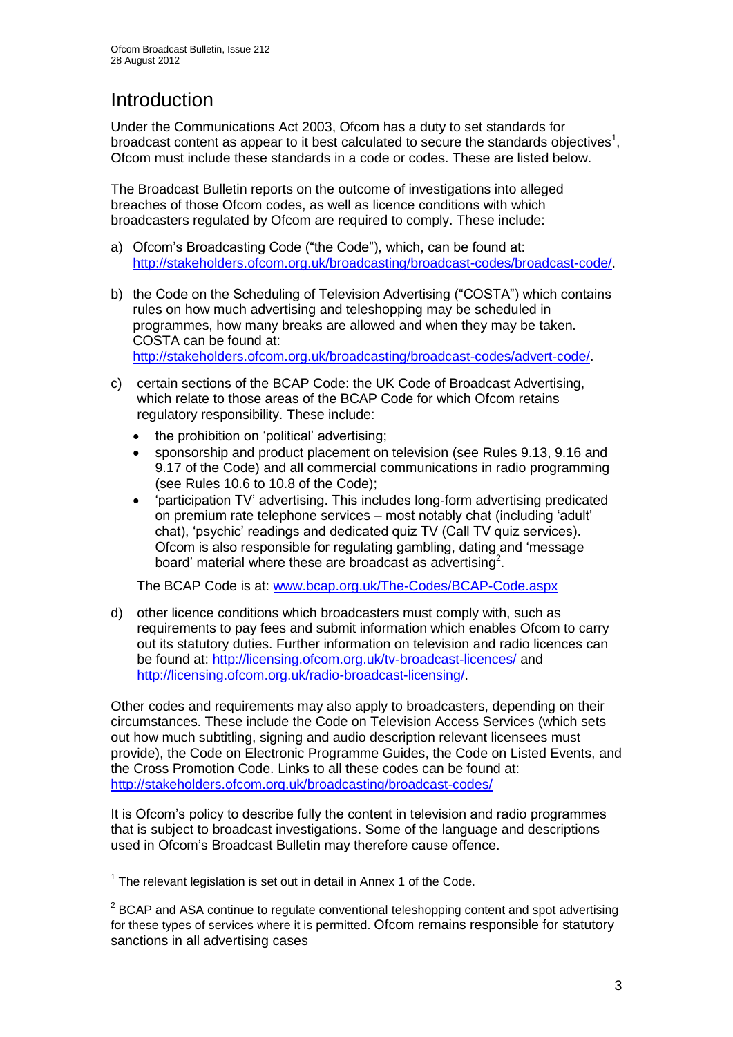# Introduction

Under the Communications Act 2003, Ofcom has a duty to set standards for broadcast content as appear to it best calculated to secure the standards objectives[1], Ofcom must include these standards in a code or codes. These are listed below.

The Broadcast Bulletin reports on the outcome of investigations into alleged breaches of those Ofcom codes, as well as licence conditions with which broadcasters regulated by Ofcom are required to comply. These include:

a) Ofcom's Broadcasting Code ("the Code"), which, can be found at: http://stakeholders.ofcom.org.uk/broadcasting/broadcast-codes/broadcast-code/.

b) the Code on the Scheduling of Television Advertising ("COSTA") which contains rules on how much advertising and teleshopping may be scheduled in programmes, how many breaks are allowed and when they may be taken. COSTA can be found at: http://stakeholders.ofcom.org.uk/broadcasting/broadcast-codes/advert-code/.

c) certain sections of the BCAP Code: the UK Code of Broadcast Advertising, which relate to those areas of the BCAP Code for which Ofcom retains regulatory responsibility. These include:

- the prohibition on 'political' advertising;
- sponsorship and product placement on television (see Rules 9.13, 9.16 and 9.17 of the Code) and all commercial communications in radio programming (see Rules 10.6 to 10.8 of the Code);
- 'participation TV' advertising. This includes long-form advertising predicated on premium rate telephone services – most notably chat (including 'adult' chat), 'psychic' readings and dedicated quiz TV (Call TV quiz services). Ofcom is also responsible for regulating gambling, dating and 'message board' material where these are broadcast as advertising[2].

The BCAP Code is at: www.bcap.org.uk/The-Codes/BCAP-Code.aspx

d) other licence conditions which broadcasters must comply with, such as requirements to pay fees and submit information which enables Ofcom to carry out its statutory duties. Further information on television and radio licences can be found at: http://licensing.ofcom.org.uk/tv-broadcast-licences/ and http://licensing.ofcom.org.uk/radio-broadcast-licensing/.

Other codes and requirements may also apply to broadcasters, depending on their circumstances. These include the Code on Television Access Services (which sets out how much subtitling, signing and audio description relevant licensees must provide), the Code on Electronic Programme Guides, the Code on Listed Events, and the Cross Promotion Code. Links to all these codes can be found at: http://stakeholders.ofcom.org.uk/broadcasting/broadcast-codes/

It is Ofcom's policy to describe fully the content in television and radio programmes that is subject to broadcast investigations. Some of the language and descriptions used in Ofcom's Broadcast Bulletin may therefore cause offence.

---

[1] The relevant legislation is set out in detail in Annex 1 of the Code.

[2] BCAP and ASA continue to regulate conventional teleshopping content and spot advertising for these types of services where it is permitted. Ofcom remains responsible for statutory sanctions in all advertising cases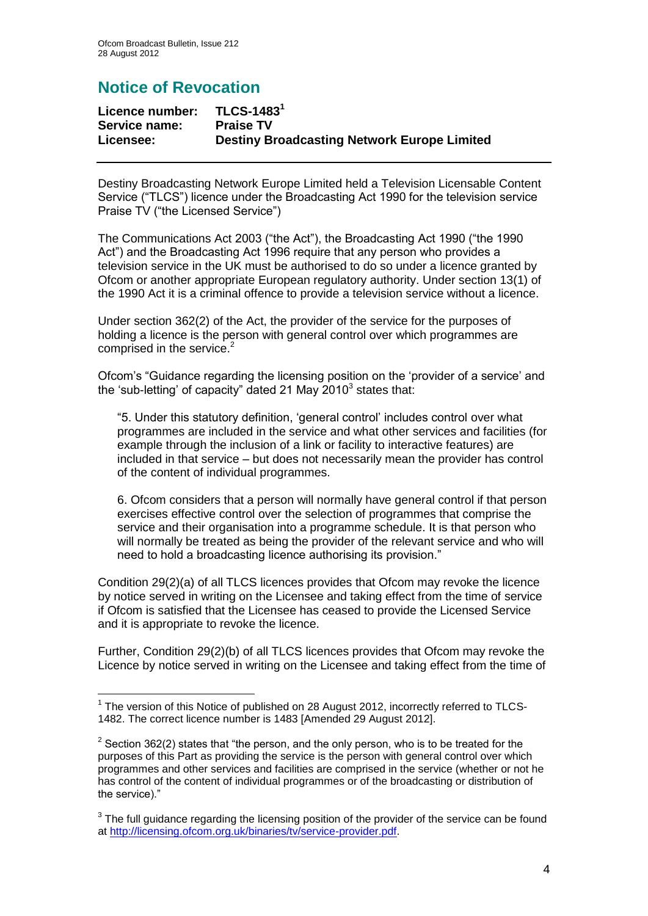## Notice of Revocation

**Licence number: TLCS-1483**[1]
**Service name: Praise TV**
**Licensee: Destiny Broadcasting Network Europe Limited**

---

Destiny Broadcasting Network Europe Limited held a Television Licensable Content Service ("TLCS") licence under the Broadcasting Act 1990 for the television service Praise TV ("the Licensed Service")

The Communications Act 2003 ("the Act"), the Broadcasting Act 1990 ("the 1990 Act") and the Broadcasting Act 1996 require that any person who provides a television service in the UK must be authorised to do so under a licence granted by Ofcom or another appropriate European regulatory authority. Under section 13(1) of the 1990 Act it is a criminal offence to provide a television service without a licence.

Under section 362(2) of the Act, the provider of the service for the purposes of holding a licence is the person with general control over which programmes are comprised in the service.[2]

Ofcom's "Guidance regarding the licensing position on the 'provider of a service' and the 'sub-letting' of capacity" dated 21 May 2010[3] states that:

> "5. Under this statutory definition, 'general control' includes control over what programmes are included in the service and what other services and facilities (for example through the inclusion of a link or facility to interactive features) are included in that service – but does not necessarily mean the provider has control of the content of individual programmes.
>
> 6. Ofcom considers that a person will normally have general control if that person exercises effective control over the selection of programmes that comprise the service and their organisation into a programme schedule. It is that person who will normally be treated as being the provider of the relevant service and who will need to hold a broadcasting licence authorising its provision."

Condition 29(2)(a) of all TLCS licences provides that Ofcom may revoke the licence by notice served in writing on the Licensee and taking effect from the time of service if Ofcom is satisfied that the Licensee has ceased to provide the Licensed Service and it is appropriate to revoke the licence.

Further, Condition 29(2)(b) of all TLCS licences provides that Ofcom may revoke the Licence by notice served in writing on the Licensee and taking effect from the time of

---

[1] The version of this Notice of published on 28 August 2012, incorrectly referred to TLCS-1482. The correct licence number is 1483 [Amended 29 August 2012].

[2] Section 362(2) states that "the person, and the only person, who is to be treated for the purposes of this Part as providing the service is the person with general control over which programmes and other services and facilities are comprised in the service (whether or not he has control of the content of individual programmes or of the broadcasting or distribution of the service)."

[3] The full guidance regarding the licensing position of the provider of the service can be found at http://licensing.ofcom.org.uk/binaries/tv/service-provider.pdf.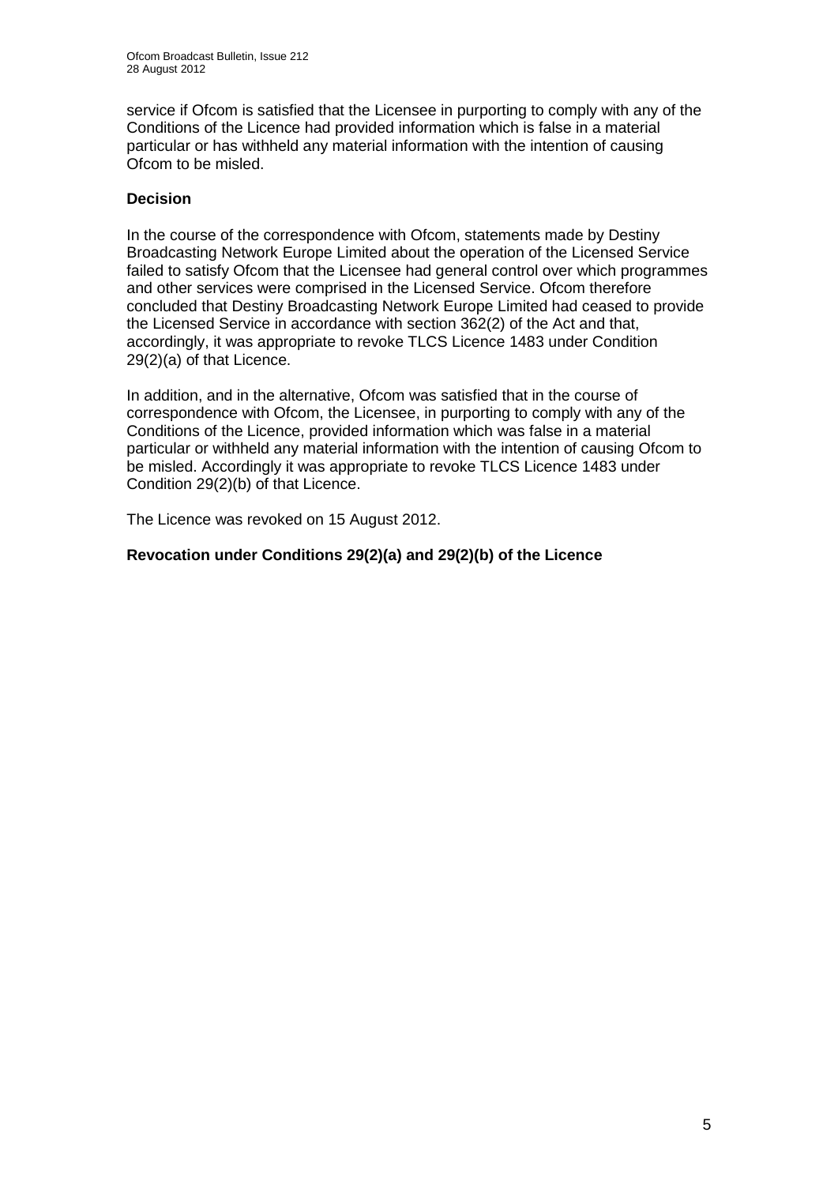service if Ofcom is satisfied that the Licensee in purporting to comply with any of the Conditions of the Licence had provided information which is false in a material particular or has withheld any material information with the intention of causing Ofcom to be misled.

**Decision**

In the course of the correspondence with Ofcom, statements made by Destiny Broadcasting Network Europe Limited about the operation of the Licensed Service failed to satisfy Ofcom that the Licensee had general control over which programmes and other services were comprised in the Licensed Service. Ofcom therefore concluded that Destiny Broadcasting Network Europe Limited had ceased to provide the Licensed Service in accordance with section 362(2) of the Act and that, accordingly, it was appropriate to revoke TLCS Licence 1483 under Condition 29(2)(a) of that Licence.

In addition, and in the alternative, Ofcom was satisfied that in the course of correspondence with Ofcom, the Licensee, in purporting to comply with any of the Conditions of the Licence, provided information which was false in a material particular or withheld any material information with the intention of causing Ofcom to be misled. Accordingly it was appropriate to revoke TLCS Licence 1483 under Condition 29(2)(b) of that Licence.

The Licence was revoked on 15 August 2012.

**Revocation under Conditions 29(2)(a) and 29(2)(b) of the Licence**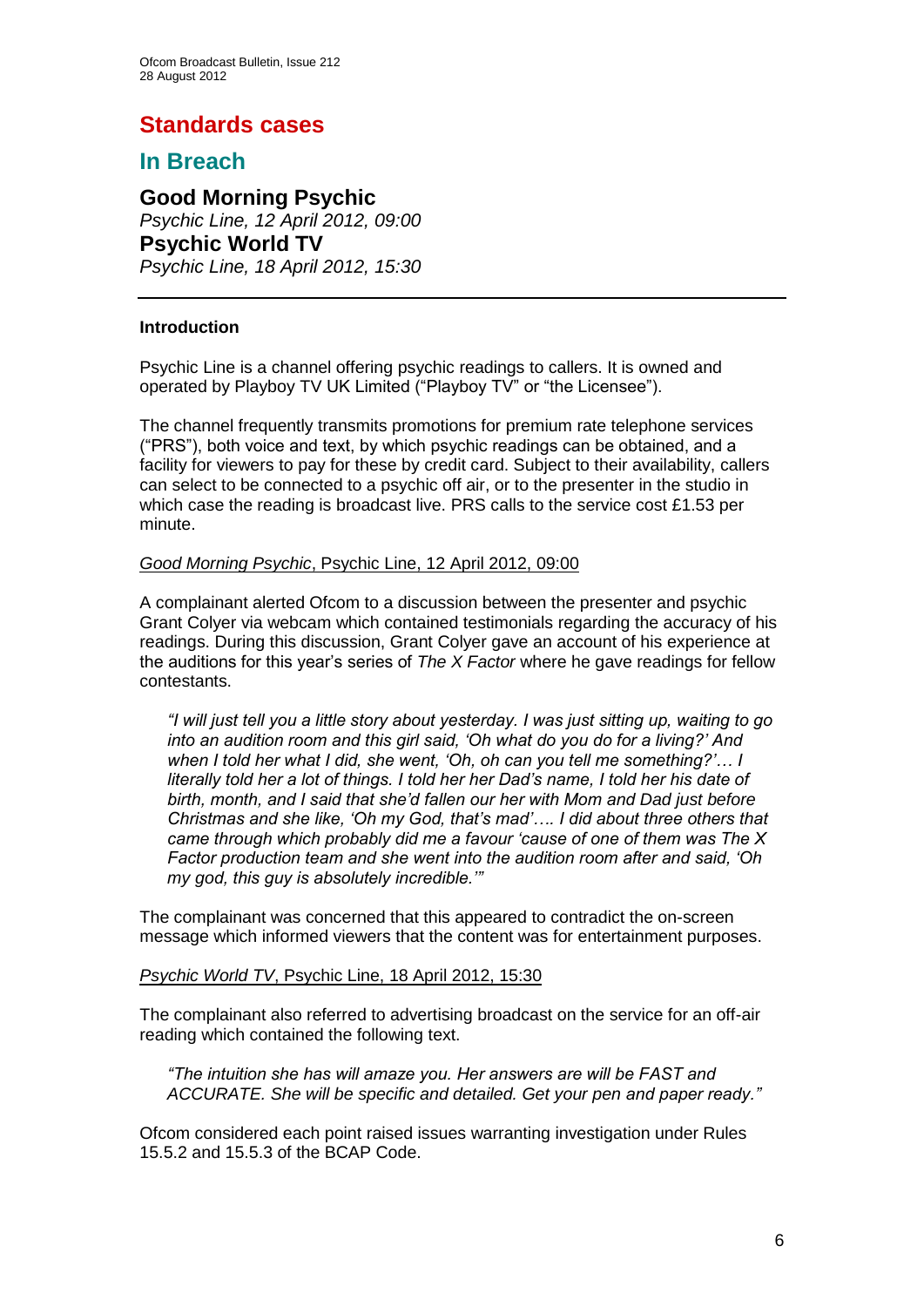# Standards cases

## In Breach

### Good Morning Psychic

*Psychic Line, 12 April 2012, 09:00*

### Psychic World TV

*Psychic Line, 18 April 2012, 15:30*

---

**Introduction**

Psychic Line is a channel offering psychic readings to callers. It is owned and operated by Playboy TV UK Limited ("Playboy TV" or "the Licensee").

The channel frequently transmits promotions for premium rate telephone services ("PRS"), both voice and text, by which psychic readings can be obtained, and a facility for viewers to pay for these by credit card. Subject to their availability, callers can select to be connected to a psychic off air, or to the presenter in the studio in which case the reading is broadcast live. PRS calls to the service cost £1.53 per minute.

Good Morning Psychic, Psychic Line, 12 April 2012, 09:00

A complainant alerted Ofcom to a discussion between the presenter and psychic Grant Colyer via webcam which contained testimonials regarding the accuracy of his readings. During this discussion, Grant Colyer gave an account of his experience at the auditions for this year's series of *The X Factor* where he gave readings for fellow contestants.

> *"I will just tell you a little story about yesterday. I was just sitting up, waiting to go into an audition room and this girl said, 'Oh what do you do for a living?' And when I told her what I did, she went, 'Oh, oh can you tell me something?'… I literally told her a lot of things. I told her her Dad's name, I told her his date of birth, month, and I said that she'd fallen our her with Mom and Dad just before Christmas and she like, 'Oh my God, that's mad'…. I did about three others that came through which probably did me a favour 'cause of one of them was The X Factor production team and she went into the audition room after and said, 'Oh my god, this guy is absolutely incredible.'"*

The complainant was concerned that this appeared to contradict the on-screen message which informed viewers that the content was for entertainment purposes.

Psychic World TV, Psychic Line, 18 April 2012, 15:30

The complainant also referred to advertising broadcast on the service for an off-air reading which contained the following text.

> *"The intuition she has will amaze you. Her answers are will be FAST and ACCURATE. She will be specific and detailed. Get your pen and paper ready."*

Ofcom considered each point raised issues warranting investigation under Rules 15.5.2 and 15.5.3 of the BCAP Code.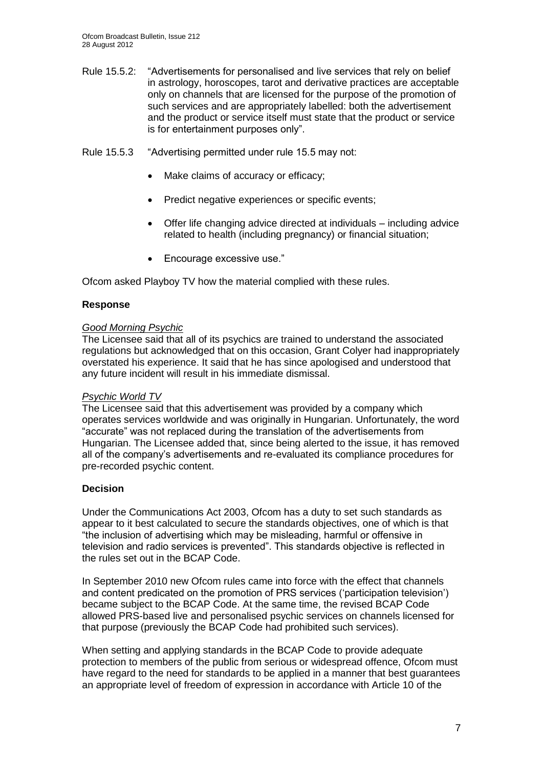Rule 15.5.2: "Advertisements for personalised and live services that rely on belief in astrology, horoscopes, tarot and derivative practices are acceptable only on channels that are licensed for the purpose of the promotion of such services and are appropriately labelled: both the advertisement and the product or service itself must state that the product or service is for entertainment purposes only".

Rule 15.5.3 "Advertising permitted under rule 15.5 may not:

- Make claims of accuracy or efficacy;
- Predict negative experiences or specific events;
- Offer life changing advice directed at individuals – including advice related to health (including pregnancy) or financial situation;
- Encourage excessive use."

Ofcom asked Playboy TV how the material complied with these rules.

### Response

*Good Morning Psychic*

The Licensee said that all of its psychics are trained to understand the associated regulations but acknowledged that on this occasion, Grant Colyer had inappropriately overstated his experience. It said that he has since apologised and understood that any future incident will result in his immediate dismissal.

*Psychic World TV*

The Licensee said that this advertisement was provided by a company which operates services worldwide and was originally in Hungarian. Unfortunately, the word "accurate" was not replaced during the translation of the advertisements from Hungarian. The Licensee added that, since being alerted to the issue, it has removed all of the company's advertisements and re-evaluated its compliance procedures for pre-recorded psychic content.

### Decision

Under the Communications Act 2003, Ofcom has a duty to set such standards as appear to it best calculated to secure the standards objectives, one of which is that "the inclusion of advertising which may be misleading, harmful or offensive in television and radio services is prevented". This standards objective is reflected in the rules set out in the BCAP Code.

In September 2010 new Ofcom rules came into force with the effect that channels and content predicated on the promotion of PRS services ('participation television') became subject to the BCAP Code. At the same time, the revised BCAP Code allowed PRS-based live and personalised psychic services on channels licensed for that purpose (previously the BCAP Code had prohibited such services).

When setting and applying standards in the BCAP Code to provide adequate protection to members of the public from serious or widespread offence, Ofcom must have regard to the need for standards to be applied in a manner that best guarantees an appropriate level of freedom of expression in accordance with Article 10 of the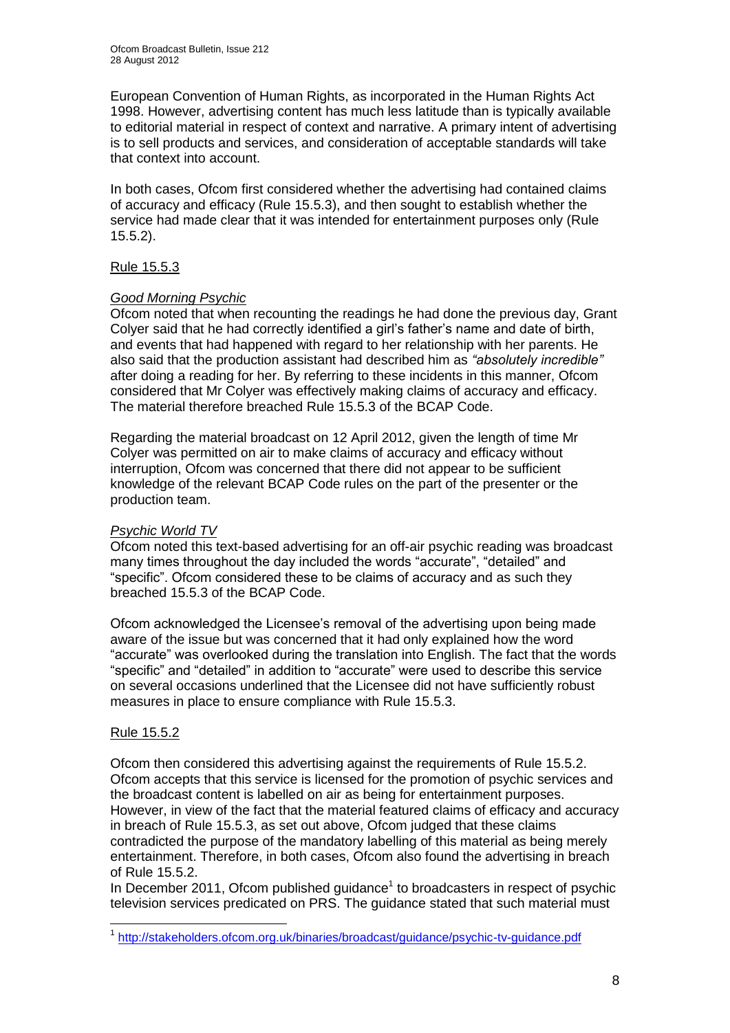European Convention of Human Rights, as incorporated in the Human Rights Act 1998. However, advertising content has much less latitude than is typically available to editorial material in respect of context and narrative. A primary intent of advertising is to sell products and services, and consideration of acceptable standards will take that context into account.

In both cases, Ofcom first considered whether the advertising had contained claims of accuracy and efficacy (Rule 15.5.3), and then sought to establish whether the service had made clear that it was intended for entertainment purposes only (Rule 15.5.2).

Rule 15.5.3

*Good Morning Psychic*

Ofcom noted that when recounting the readings he had done the previous day, Grant Colyer said that he had correctly identified a girl's father's name and date of birth, and events that had happened with regard to her relationship with her parents. He also said that the production assistant had described him as *"absolutely incredible"* after doing a reading for her. By referring to these incidents in this manner, Ofcom considered that Mr Colyer was effectively making claims of accuracy and efficacy. The material therefore breached Rule 15.5.3 of the BCAP Code.

Regarding the material broadcast on 12 April 2012, given the length of time Mr Colyer was permitted on air to make claims of accuracy and efficacy without interruption, Ofcom was concerned that there did not appear to be sufficient knowledge of the relevant BCAP Code rules on the part of the presenter or the production team.

*Psychic World TV*

Ofcom noted this text-based advertising for an off-air psychic reading was broadcast many times throughout the day included the words "accurate", "detailed" and "specific". Ofcom considered these to be claims of accuracy and as such they breached 15.5.3 of the BCAP Code.

Ofcom acknowledged the Licensee's removal of the advertising upon being made aware of the issue but was concerned that it had only explained how the word "accurate" was overlooked during the translation into English. The fact that the words "specific" and "detailed" in addition to "accurate" were used to describe this service on several occasions underlined that the Licensee did not have sufficiently robust measures in place to ensure compliance with Rule 15.5.3.

Rule 15.5.2

Ofcom then considered this advertising against the requirements of Rule 15.5.2. Ofcom accepts that this service is licensed for the promotion of psychic services and the broadcast content is labelled on air as being for entertainment purposes. However, in view of the fact that the material featured claims of efficacy and accuracy in breach of Rule 15.5.3, as set out above, Ofcom judged that these claims contradicted the purpose of the mandatory labelling of this material as being merely entertainment. Therefore, in both cases, Ofcom also found the advertising in breach of Rule 15.5.2.

In December 2011, Ofcom published guidance[1] to broadcasters in respect of psychic television services predicated on PRS. The guidance stated that such material must

[1] http://stakeholders.ofcom.org.uk/binaries/broadcast/guidance/psychic-tv-guidance.pdf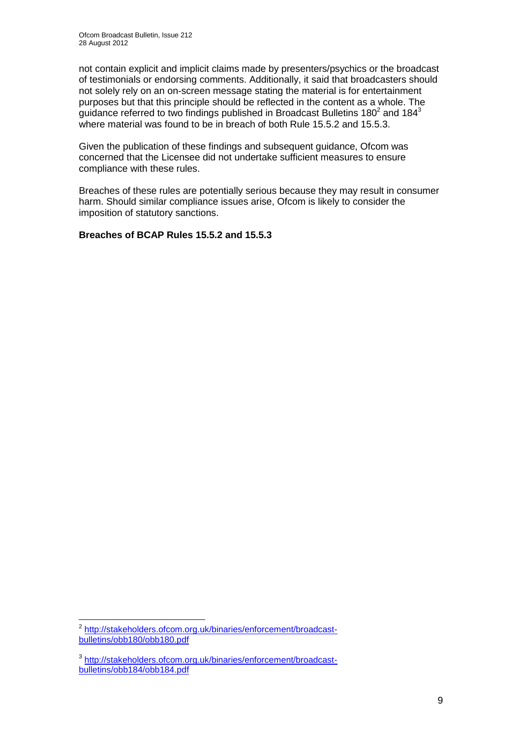not contain explicit and implicit claims made by presenters/psychics or the broadcast of testimonials or endorsing comments. Additionally, it said that broadcasters should not solely rely on an on-screen message stating the material is for entertainment purposes but that this principle should be reflected in the content as a whole. The guidance referred to two findings published in Broadcast Bulletins 180[2] and 184[3] where material was found to be in breach of both Rule 15.5.2 and 15.5.3.

Given the publication of these findings and subsequent guidance, Ofcom was concerned that the Licensee did not undertake sufficient measures to ensure compliance with these rules.

Breaches of these rules are potentially serious because they may result in consumer harm. Should similar compliance issues arise, Ofcom is likely to consider the imposition of statutory sanctions.

**Breaches of BCAP Rules 15.5.2 and 15.5.3**

---

[2] http://stakeholders.ofcom.org.uk/binaries/enforcement/broadcast-bulletins/obb180/obb180.pdf

[3] http://stakeholders.ofcom.org.uk/binaries/enforcement/broadcast-bulletins/obb184/obb184.pdf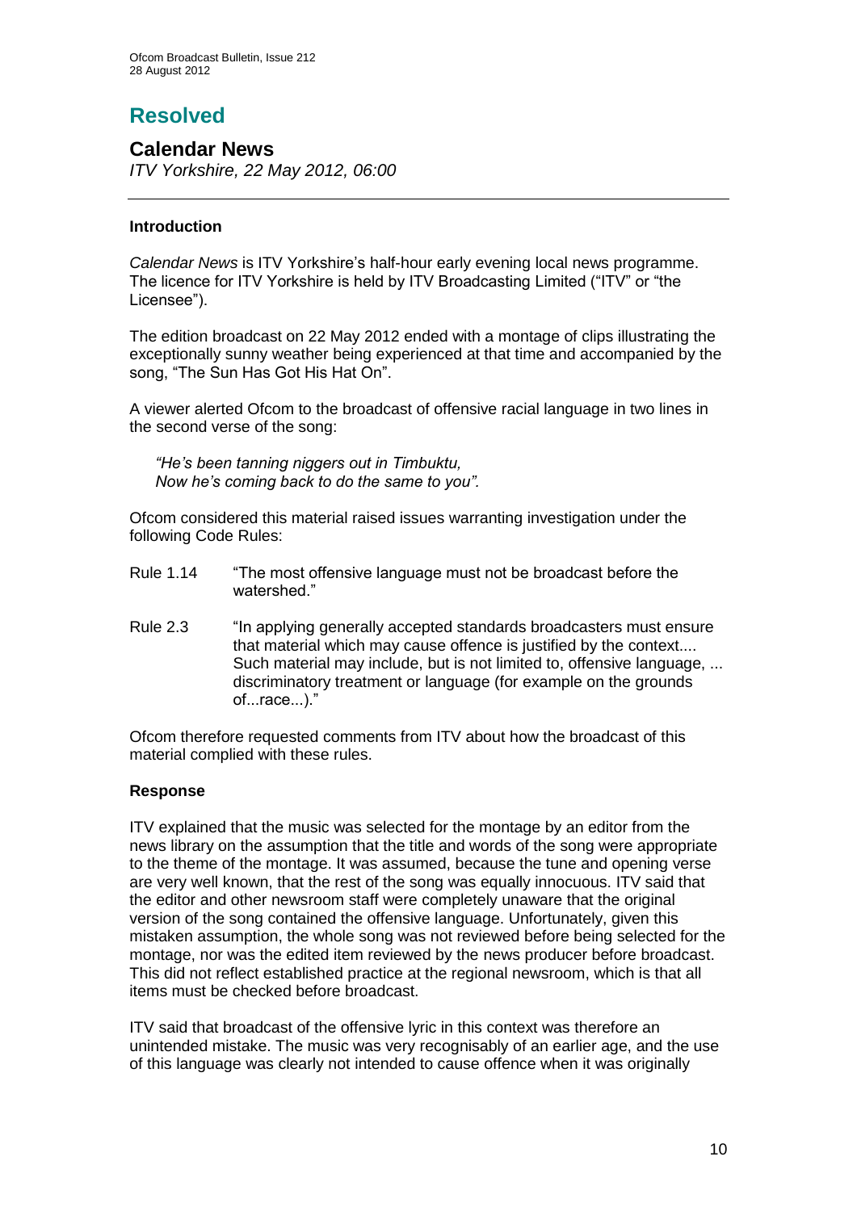# Resolved

## Calendar News

*ITV Yorkshire, 22 May 2012, 06:00*

---

### Introduction

*Calendar News* is ITV Yorkshire's half-hour early evening local news programme. The licence for ITV Yorkshire is held by ITV Broadcasting Limited ("ITV" or "the Licensee").

The edition broadcast on 22 May 2012 ended with a montage of clips illustrating the exceptionally sunny weather being experienced at that time and accompanied by the song, "The Sun Has Got His Hat On".

A viewer alerted Ofcom to the broadcast of offensive racial language in two lines in the second verse of the song:

> *"He's been tanning niggers out in Timbuktu,*
> *Now he's coming back to do the same to you".*

Ofcom considered this material raised issues warranting investigation under the following Code Rules:

| | |
|---|---|
| Rule 1.14 | "The most offensive language must not be broadcast before the watershed." |
| Rule 2.3 | "In applying generally accepted standards broadcasters must ensure that material which may cause offence is justified by the context.... Such material may include, but is not limited to, offensive language, ... discriminatory treatment or language (for example on the grounds of...race...)." |

Ofcom therefore requested comments from ITV about how the broadcast of this material complied with these rules.

### Response

ITV explained that the music was selected for the montage by an editor from the news library on the assumption that the title and words of the song were appropriate to the theme of the montage. It was assumed, because the tune and opening verse are very well known, that the rest of the song was equally innocuous. ITV said that the editor and other newsroom staff were completely unaware that the original version of the song contained the offensive language. Unfortunately, given this mistaken assumption, the whole song was not reviewed before being selected for the montage, nor was the edited item reviewed by the news producer before broadcast. This did not reflect established practice at the regional newsroom, which is that all items must be checked before broadcast.

ITV said that broadcast of the offensive lyric in this context was therefore an unintended mistake. The music was very recognisably of an earlier age, and the use of this language was clearly not intended to cause offence when it was originally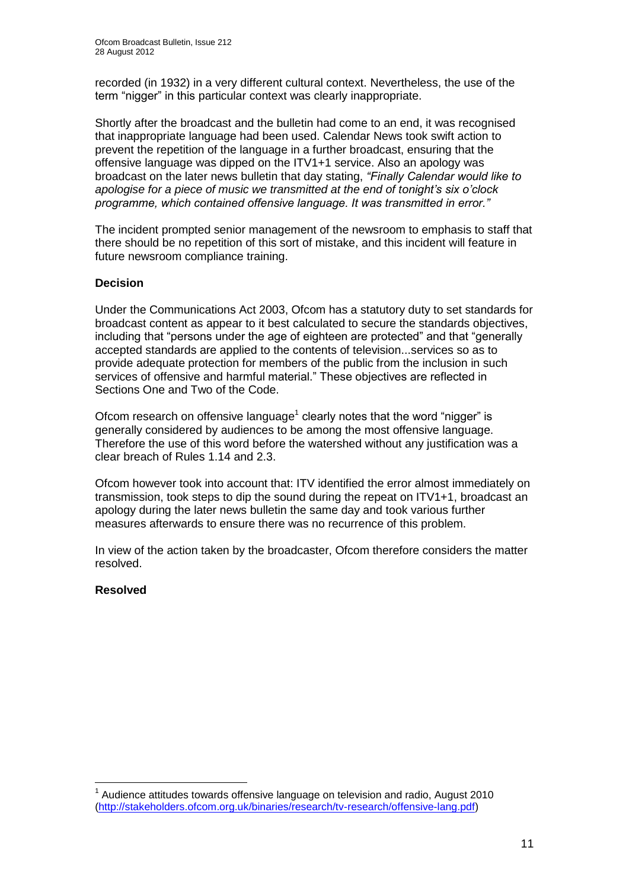recorded (in 1932) in a very different cultural context. Nevertheless, the use of the term "nigger" in this particular context was clearly inappropriate.

Shortly after the broadcast and the bulletin had come to an end, it was recognised that inappropriate language had been used. Calendar News took swift action to prevent the repetition of the language in a further broadcast, ensuring that the offensive language was dipped on the ITV1+1 service. Also an apology was broadcast on the later news bulletin that day stating, *"Finally Calendar would like to apologise for a piece of music we transmitted at the end of tonight's six o'clock programme, which contained offensive language. It was transmitted in error."*

The incident prompted senior management of the newsroom to emphasis to staff that there should be no repetition of this sort of mistake, and this incident will feature in future newsroom compliance training.

**Decision**

Under the Communications Act 2003, Ofcom has a statutory duty to set standards for broadcast content as appear to it best calculated to secure the standards objectives, including that "persons under the age of eighteen are protected" and that "generally accepted standards are applied to the contents of television...services so as to provide adequate protection for members of the public from the inclusion in such services of offensive and harmful material." These objectives are reflected in Sections One and Two of the Code.

Ofcom research on offensive language[1] clearly notes that the word "nigger" is generally considered by audiences to be among the most offensive language. Therefore the use of this word before the watershed without any justification was a clear breach of Rules 1.14 and 2.3.

Ofcom however took into account that: ITV identified the error almost immediately on transmission, took steps to dip the sound during the repeat on ITV1+1, broadcast an apology during the later news bulletin the same day and took various further measures afterwards to ensure there was no recurrence of this problem.

In view of the action taken by the broadcaster, Ofcom therefore considers the matter resolved.

**Resolved**

[1] Audience attitudes towards offensive language on television and radio, August 2010 (http://stakeholders.ofcom.org.uk/binaries/research/tv-research/offensive-lang.pdf)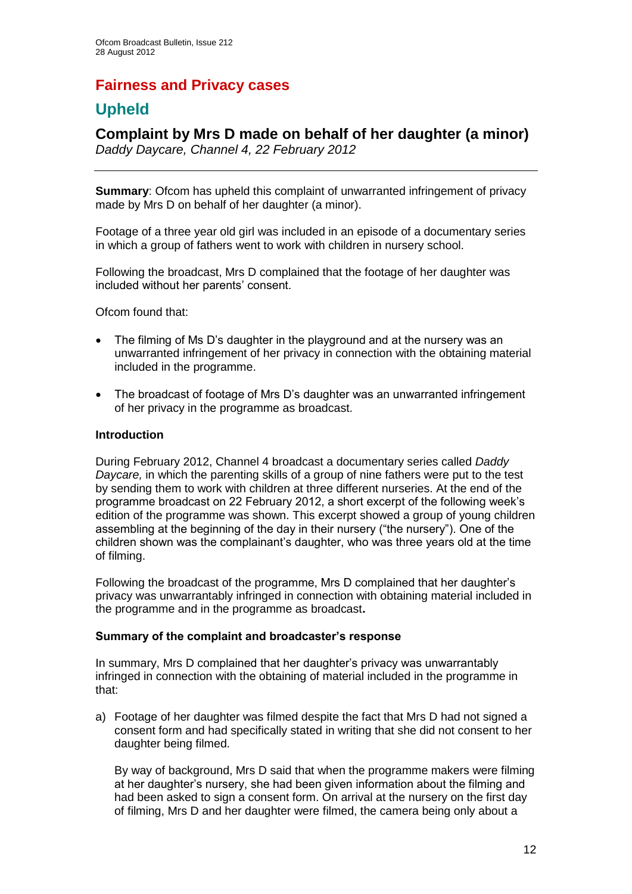# Fairness and Privacy cases

## Upheld

### Complaint by Mrs D made on behalf of her daughter (a minor)

*Daddy Daycare, Channel 4, 22 February 2012*

---

**Summary**: Ofcom has upheld this complaint of unwarranted infringement of privacy made by Mrs D on behalf of her daughter (a minor).

Footage of a three year old girl was included in an episode of a documentary series in which a group of fathers went to work with children in nursery school.

Following the broadcast, Mrs D complained that the footage of her daughter was included without her parents' consent.

Ofcom found that:

- The filming of Ms D's daughter in the playground and at the nursery was an unwarranted infringement of her privacy in connection with the obtaining material included in the programme.
- The broadcast of footage of Mrs D's daughter was an unwarranted infringement of her privacy in the programme as broadcast.

**Introduction**

During February 2012, Channel 4 broadcast a documentary series called *Daddy Daycare,* in which the parenting skills of a group of nine fathers were put to the test by sending them to work with children at three different nurseries. At the end of the programme broadcast on 22 February 2012, a short excerpt of the following week's edition of the programme was shown. This excerpt showed a group of young children assembling at the beginning of the day in their nursery ("the nursery"). One of the children shown was the complainant's daughter, who was three years old at the time of filming.

Following the broadcast of the programme, Mrs D complained that her daughter's privacy was unwarrantably infringed in connection with obtaining material included in the programme and in the programme as broadcast**.**

**Summary of the complaint and broadcaster's response**

In summary, Mrs D complained that her daughter's privacy was unwarrantably infringed in connection with the obtaining of material included in the programme in that:

a) Footage of her daughter was filmed despite the fact that Mrs D had not signed a consent form and had specifically stated in writing that she did not consent to her daughter being filmed.

   By way of background, Mrs D said that when the programme makers were filming at her daughter's nursery, she had been given information about the filming and had been asked to sign a consent form. On arrival at the nursery on the first day of filming, Mrs D and her daughter were filmed, the camera being only about a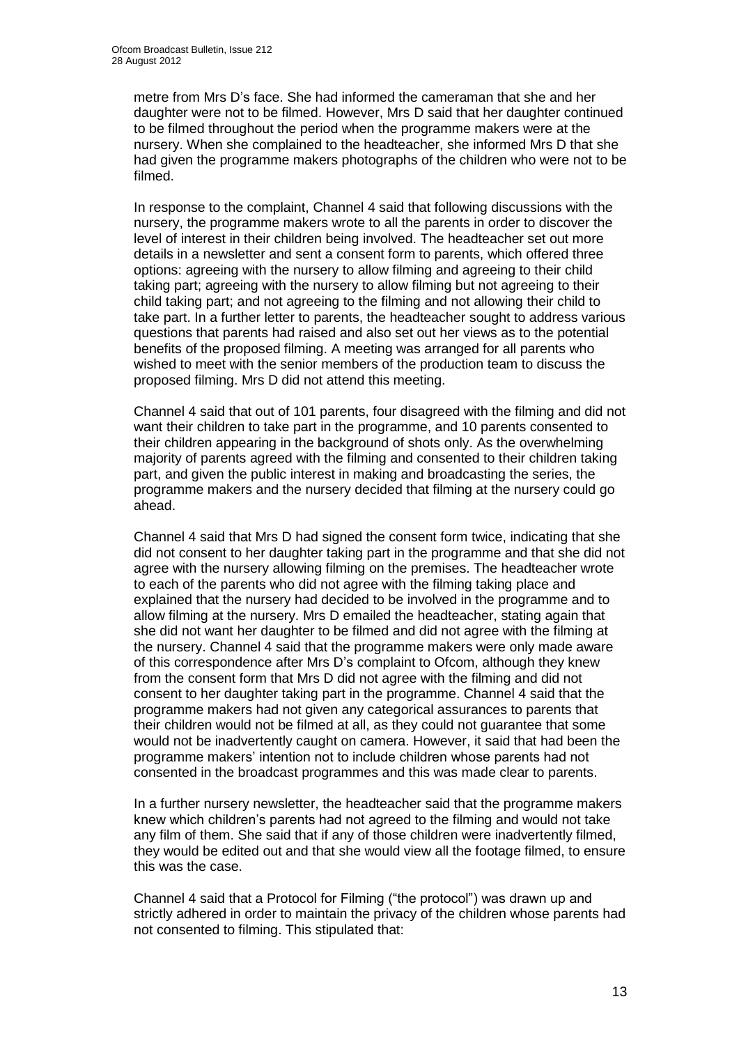metre from Mrs D's face. She had informed the cameraman that she and her daughter were not to be filmed. However, Mrs D said that her daughter continued to be filmed throughout the period when the programme makers were at the nursery. When she complained to the headteacher, she informed Mrs D that she had given the programme makers photographs of the children who were not to be filmed.

In response to the complaint, Channel 4 said that following discussions with the nursery, the programme makers wrote to all the parents in order to discover the level of interest in their children being involved. The headteacher set out more details in a newsletter and sent a consent form to parents, which offered three options: agreeing with the nursery to allow filming and agreeing to their child taking part; agreeing with the nursery to allow filming but not agreeing to their child taking part; and not agreeing to the filming and not allowing their child to take part. In a further letter to parents, the headteacher sought to address various questions that parents had raised and also set out her views as to the potential benefits of the proposed filming. A meeting was arranged for all parents who wished to meet with the senior members of the production team to discuss the proposed filming. Mrs D did not attend this meeting.

Channel 4 said that out of 101 parents, four disagreed with the filming and did not want their children to take part in the programme, and 10 parents consented to their children appearing in the background of shots only. As the overwhelming majority of parents agreed with the filming and consented to their children taking part, and given the public interest in making and broadcasting the series, the programme makers and the nursery decided that filming at the nursery could go ahead.

Channel 4 said that Mrs D had signed the consent form twice, indicating that she did not consent to her daughter taking part in the programme and that she did not agree with the nursery allowing filming on the premises. The headteacher wrote to each of the parents who did not agree with the filming taking place and explained that the nursery had decided to be involved in the programme and to allow filming at the nursery. Mrs D emailed the headteacher, stating again that she did not want her daughter to be filmed and did not agree with the filming at the nursery. Channel 4 said that the programme makers were only made aware of this correspondence after Mrs D's complaint to Ofcom, although they knew from the consent form that Mrs D did not agree with the filming and did not consent to her daughter taking part in the programme. Channel 4 said that the programme makers had not given any categorical assurances to parents that their children would not be filmed at all, as they could not guarantee that some would not be inadvertently caught on camera. However, it said that had been the programme makers' intention not to include children whose parents had not consented in the broadcast programmes and this was made clear to parents.

In a further nursery newsletter, the headteacher said that the programme makers knew which children's parents had not agreed to the filming and would not take any film of them. She said that if any of those children were inadvertently filmed, they would be edited out and that she would view all the footage filmed, to ensure this was the case.

Channel 4 said that a Protocol for Filming ("the protocol") was drawn up and strictly adhered in order to maintain the privacy of the children whose parents had not consented to filming. This stipulated that: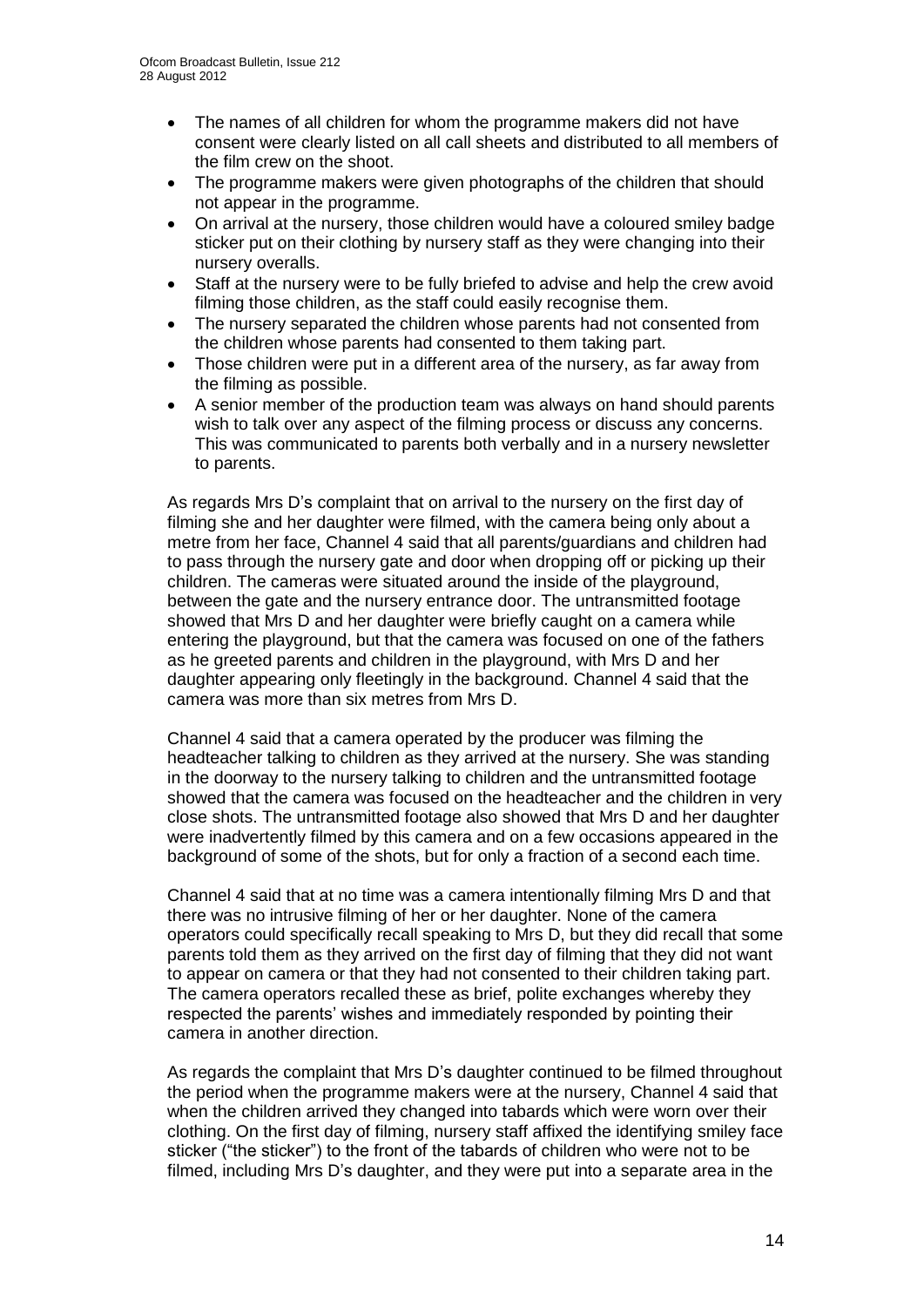- The names of all children for whom the programme makers did not have consent were clearly listed on all call sheets and distributed to all members of the film crew on the shoot.
- The programme makers were given photographs of the children that should not appear in the programme.
- On arrival at the nursery, those children would have a coloured smiley badge sticker put on their clothing by nursery staff as they were changing into their nursery overalls.
- Staff at the nursery were to be fully briefed to advise and help the crew avoid filming those children, as the staff could easily recognise them.
- The nursery separated the children whose parents had not consented from the children whose parents had consented to them taking part.
- Those children were put in a different area of the nursery, as far away from the filming as possible.
- A senior member of the production team was always on hand should parents wish to talk over any aspect of the filming process or discuss any concerns. This was communicated to parents both verbally and in a nursery newsletter to parents.

As regards Mrs D's complaint that on arrival to the nursery on the first day of filming she and her daughter were filmed, with the camera being only about a metre from her face, Channel 4 said that all parents/guardians and children had to pass through the nursery gate and door when dropping off or picking up their children. The cameras were situated around the inside of the playground, between the gate and the nursery entrance door. The untransmitted footage showed that Mrs D and her daughter were briefly caught on a camera while entering the playground, but that the camera was focused on one of the fathers as he greeted parents and children in the playground, with Mrs D and her daughter appearing only fleetingly in the background. Channel 4 said that the camera was more than six metres from Mrs D.

Channel 4 said that a camera operated by the producer was filming the headteacher talking to children as they arrived at the nursery. She was standing in the doorway to the nursery talking to children and the untransmitted footage showed that the camera was focused on the headteacher and the children in very close shots. The untransmitted footage also showed that Mrs D and her daughter were inadvertently filmed by this camera and on a few occasions appeared in the background of some of the shots, but for only a fraction of a second each time.

Channel 4 said that at no time was a camera intentionally filming Mrs D and that there was no intrusive filming of her or her daughter. None of the camera operators could specifically recall speaking to Mrs D, but they did recall that some parents told them as they arrived on the first day of filming that they did not want to appear on camera or that they had not consented to their children taking part. The camera operators recalled these as brief, polite exchanges whereby they respected the parents' wishes and immediately responded by pointing their camera in another direction.

As regards the complaint that Mrs D's daughter continued to be filmed throughout the period when the programme makers were at the nursery, Channel 4 said that when the children arrived they changed into tabards which were worn over their clothing. On the first day of filming, nursery staff affixed the identifying smiley face sticker ("the sticker") to the front of the tabards of children who were not to be filmed, including Mrs D's daughter, and they were put into a separate area in the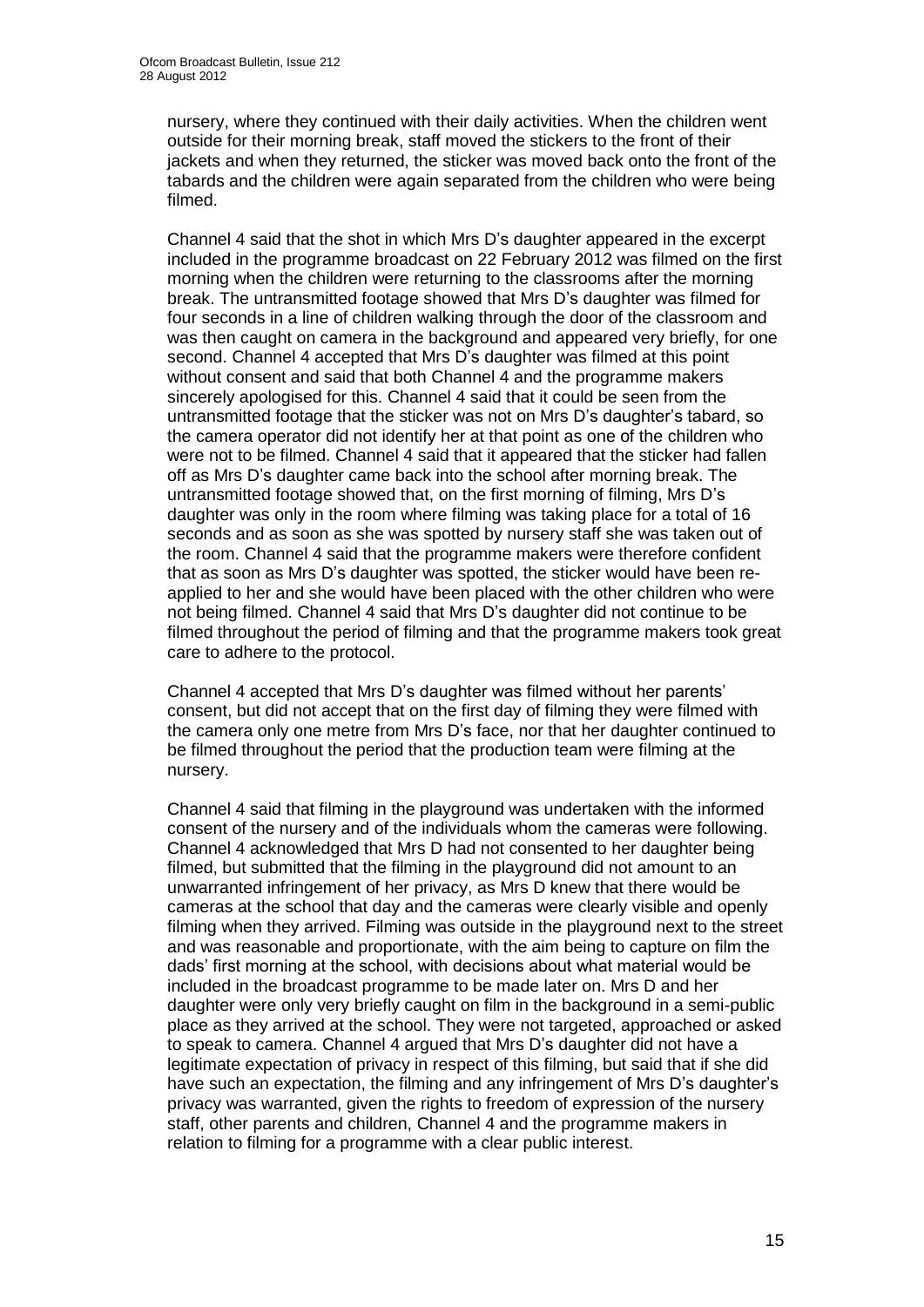nursery, where they continued with their daily activities. When the children went outside for their morning break, staff moved the stickers to the front of their jackets and when they returned, the sticker was moved back onto the front of the tabards and the children were again separated from the children who were being filmed.

Channel 4 said that the shot in which Mrs D's daughter appeared in the excerpt included in the programme broadcast on 22 February 2012 was filmed on the first morning when the children were returning to the classrooms after the morning break. The untransmitted footage showed that Mrs D's daughter was filmed for four seconds in a line of children walking through the door of the classroom and was then caught on camera in the background and appeared very briefly, for one second. Channel 4 accepted that Mrs D's daughter was filmed at this point without consent and said that both Channel 4 and the programme makers sincerely apologised for this. Channel 4 said that it could be seen from the untransmitted footage that the sticker was not on Mrs D's daughter's tabard, so the camera operator did not identify her at that point as one of the children who were not to be filmed. Channel 4 said that it appeared that the sticker had fallen off as Mrs D's daughter came back into the school after morning break. The untransmitted footage showed that, on the first morning of filming, Mrs D's daughter was only in the room where filming was taking place for a total of 16 seconds and as soon as she was spotted by nursery staff she was taken out of the room. Channel 4 said that the programme makers were therefore confident that as soon as Mrs D's daughter was spotted, the sticker would have been re-applied to her and she would have been placed with the other children who were not being filmed. Channel 4 said that Mrs D's daughter did not continue to be filmed throughout the period of filming and that the programme makers took great care to adhere to the protocol.

Channel 4 accepted that Mrs D's daughter was filmed without her parents' consent, but did not accept that on the first day of filming they were filmed with the camera only one metre from Mrs D's face, nor that her daughter continued to be filmed throughout the period that the production team were filming at the nursery.

Channel 4 said that filming in the playground was undertaken with the informed consent of the nursery and of the individuals whom the cameras were following. Channel 4 acknowledged that Mrs D had not consented to her daughter being filmed, but submitted that the filming in the playground did not amount to an unwarranted infringement of her privacy, as Mrs D knew that there would be cameras at the school that day and the cameras were clearly visible and openly filming when they arrived. Filming was outside in the playground next to the street and was reasonable and proportionate, with the aim being to capture on film the dads' first morning at the school, with decisions about what material would be included in the broadcast programme to be made later on. Mrs D and her daughter were only very briefly caught on film in the background in a semi-public place as they arrived at the school. They were not targeted, approached or asked to speak to camera. Channel 4 argued that Mrs D's daughter did not have a legitimate expectation of privacy in respect of this filming, but said that if she did have such an expectation, the filming and any infringement of Mrs D's daughter's privacy was warranted, given the rights to freedom of expression of the nursery staff, other parents and children, Channel 4 and the programme makers in relation to filming for a programme with a clear public interest.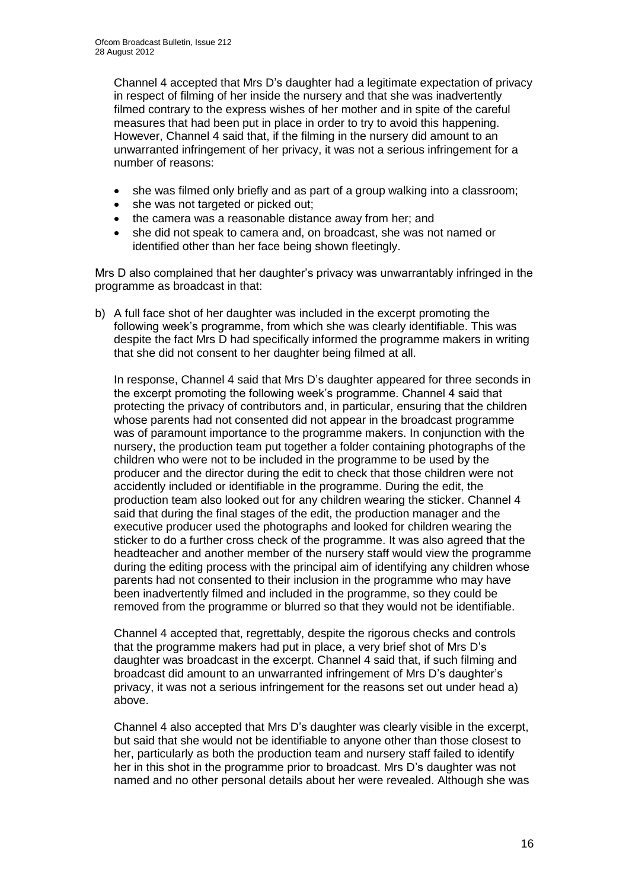Channel 4 accepted that Mrs D's daughter had a legitimate expectation of privacy in respect of filming of her inside the nursery and that she was inadvertently filmed contrary to the express wishes of her mother and in spite of the careful measures that had been put in place in order to try to avoid this happening. However, Channel 4 said that, if the filming in the nursery did amount to an unwarranted infringement of her privacy, it was not a serious infringement for a number of reasons:

- she was filmed only briefly and as part of a group walking into a classroom;
- she was not targeted or picked out;
- the camera was a reasonable distance away from her; and
- she did not speak to camera and, on broadcast, she was not named or identified other than her face being shown fleetingly.

Mrs D also complained that her daughter's privacy was unwarrantably infringed in the programme as broadcast in that:

b) A full face shot of her daughter was included in the excerpt promoting the following week's programme, from which she was clearly identifiable. This was despite the fact Mrs D had specifically informed the programme makers in writing that she did not consent to her daughter being filmed at all.

In response, Channel 4 said that Mrs D's daughter appeared for three seconds in the excerpt promoting the following week's programme. Channel 4 said that protecting the privacy of contributors and, in particular, ensuring that the children whose parents had not consented did not appear in the broadcast programme was of paramount importance to the programme makers. In conjunction with the nursery, the production team put together a folder containing photographs of the children who were not to be included in the programme to be used by the producer and the director during the edit to check that those children were not accidently included or identifiable in the programme. During the edit, the production team also looked out for any children wearing the sticker. Channel 4 said that during the final stages of the edit, the production manager and the executive producer used the photographs and looked for children wearing the sticker to do a further cross check of the programme. It was also agreed that the headteacher and another member of the nursery staff would view the programme during the editing process with the principal aim of identifying any children whose parents had not consented to their inclusion in the programme who may have been inadvertently filmed and included in the programme, so they could be removed from the programme or blurred so that they would not be identifiable.

Channel 4 accepted that, regrettably, despite the rigorous checks and controls that the programme makers had put in place, a very brief shot of Mrs D's daughter was broadcast in the excerpt. Channel 4 said that, if such filming and broadcast did amount to an unwarranted infringement of Mrs D's daughter's privacy, it was not a serious infringement for the reasons set out under head a) above.

Channel 4 also accepted that Mrs D's daughter was clearly visible in the excerpt, but said that she would not be identifiable to anyone other than those closest to her, particularly as both the production team and nursery staff failed to identify her in this shot in the programme prior to broadcast. Mrs D's daughter was not named and no other personal details about her were revealed. Although she was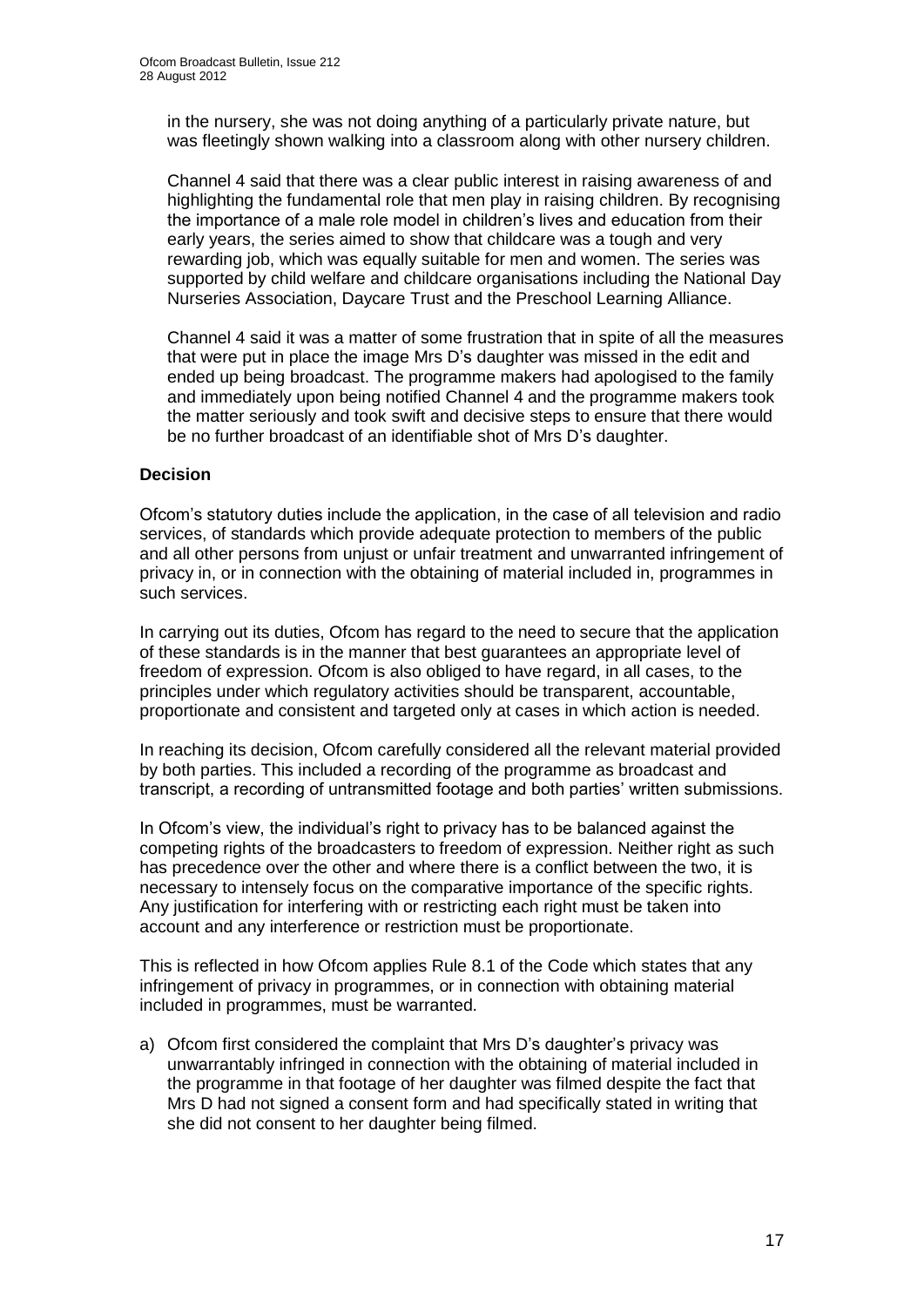in the nursery, she was not doing anything of a particularly private nature, but was fleetingly shown walking into a classroom along with other nursery children.

Channel 4 said that there was a clear public interest in raising awareness of and highlighting the fundamental role that men play in raising children. By recognising the importance of a male role model in children's lives and education from their early years, the series aimed to show that childcare was a tough and very rewarding job, which was equally suitable for men and women. The series was supported by child welfare and childcare organisations including the National Day Nurseries Association, Daycare Trust and the Preschool Learning Alliance.

Channel 4 said it was a matter of some frustration that in spite of all the measures that were put in place the image Mrs D's daughter was missed in the edit and ended up being broadcast. The programme makers had apologised to the family and immediately upon being notified Channel 4 and the programme makers took the matter seriously and took swift and decisive steps to ensure that there would be no further broadcast of an identifiable shot of Mrs D's daughter.

### Decision

Ofcom's statutory duties include the application, in the case of all television and radio services, of standards which provide adequate protection to members of the public and all other persons from unjust or unfair treatment and unwarranted infringement of privacy in, or in connection with the obtaining of material included in, programmes in such services.

In carrying out its duties, Ofcom has regard to the need to secure that the application of these standards is in the manner that best guarantees an appropriate level of freedom of expression. Ofcom is also obliged to have regard, in all cases, to the principles under which regulatory activities should be transparent, accountable, proportionate and consistent and targeted only at cases in which action is needed.

In reaching its decision, Ofcom carefully considered all the relevant material provided by both parties. This included a recording of the programme as broadcast and transcript, a recording of untransmitted footage and both parties' written submissions.

In Ofcom's view, the individual's right to privacy has to be balanced against the competing rights of the broadcasters to freedom of expression. Neither right as such has precedence over the other and where there is a conflict between the two, it is necessary to intensely focus on the comparative importance of the specific rights. Any justification for interfering with or restricting each right must be taken into account and any interference or restriction must be proportionate.

This is reflected in how Ofcom applies Rule 8.1 of the Code which states that any infringement of privacy in programmes, or in connection with obtaining material included in programmes, must be warranted.

a) Ofcom first considered the complaint that Mrs D's daughter's privacy was unwarrantably infringed in connection with the obtaining of material included in the programme in that footage of her daughter was filmed despite the fact that Mrs D had not signed a consent form and had specifically stated in writing that she did not consent to her daughter being filmed.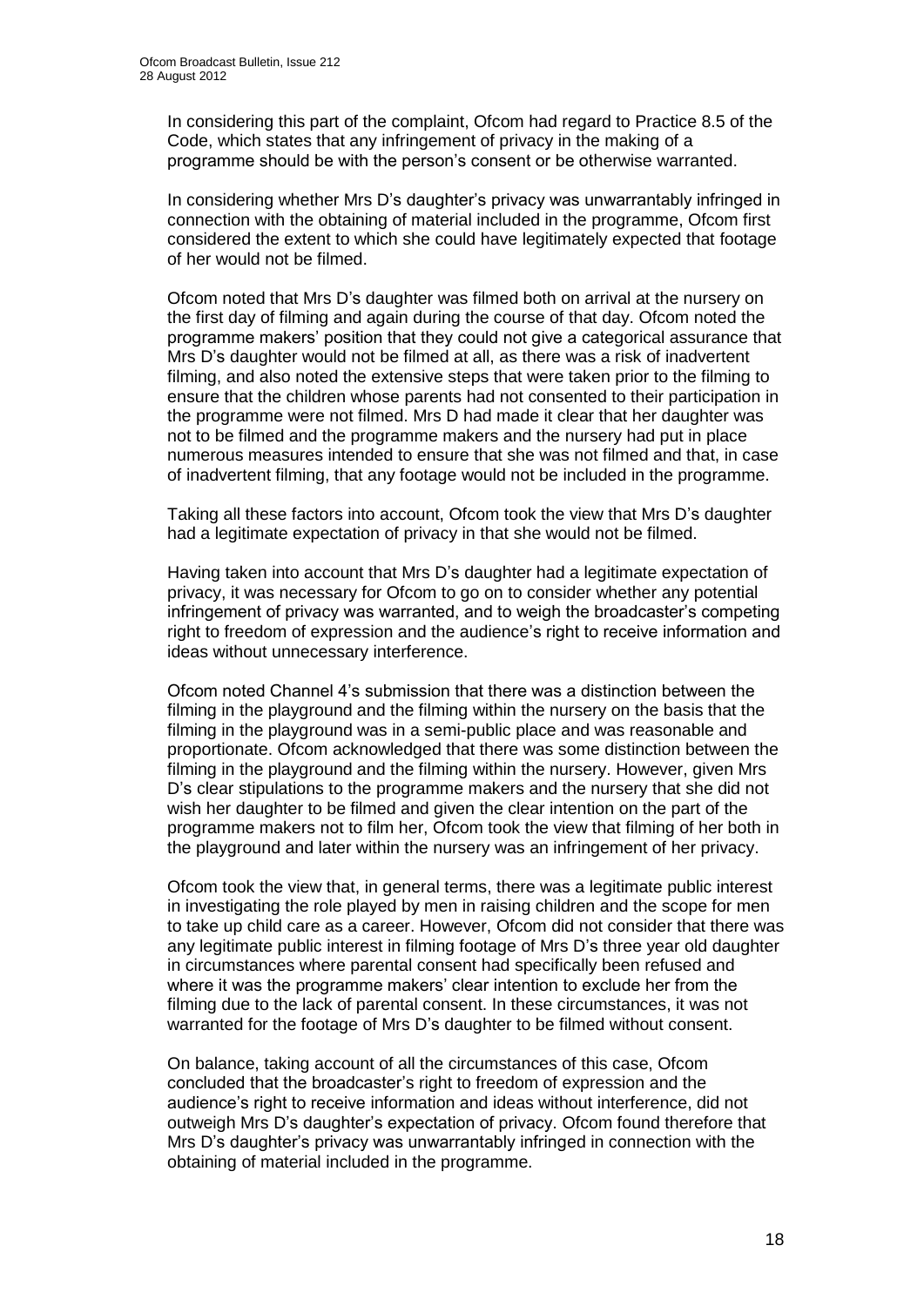In considering this part of the complaint, Ofcom had regard to Practice 8.5 of the Code, which states that any infringement of privacy in the making of a programme should be with the person's consent or be otherwise warranted.

In considering whether Mrs D's daughter's privacy was unwarrantably infringed in connection with the obtaining of material included in the programme, Ofcom first considered the extent to which she could have legitimately expected that footage of her would not be filmed.

Ofcom noted that Mrs D's daughter was filmed both on arrival at the nursery on the first day of filming and again during the course of that day. Ofcom noted the programme makers' position that they could not give a categorical assurance that Mrs D's daughter would not be filmed at all, as there was a risk of inadvertent filming, and also noted the extensive steps that were taken prior to the filming to ensure that the children whose parents had not consented to their participation in the programme were not filmed. Mrs D had made it clear that her daughter was not to be filmed and the programme makers and the nursery had put in place numerous measures intended to ensure that she was not filmed and that, in case of inadvertent filming, that any footage would not be included in the programme.

Taking all these factors into account, Ofcom took the view that Mrs D's daughter had a legitimate expectation of privacy in that she would not be filmed.

Having taken into account that Mrs D's daughter had a legitimate expectation of privacy, it was necessary for Ofcom to go on to consider whether any potential infringement of privacy was warranted, and to weigh the broadcaster's competing right to freedom of expression and the audience's right to receive information and ideas without unnecessary interference.

Ofcom noted Channel 4's submission that there was a distinction between the filming in the playground and the filming within the nursery on the basis that the filming in the playground was in a semi-public place and was reasonable and proportionate. Ofcom acknowledged that there was some distinction between the filming in the playground and the filming within the nursery. However, given Mrs D's clear stipulations to the programme makers and the nursery that she did not wish her daughter to be filmed and given the clear intention on the part of the programme makers not to film her, Ofcom took the view that filming of her both in the playground and later within the nursery was an infringement of her privacy.

Ofcom took the view that, in general terms, there was a legitimate public interest in investigating the role played by men in raising children and the scope for men to take up child care as a career. However, Ofcom did not consider that there was any legitimate public interest in filming footage of Mrs D's three year old daughter in circumstances where parental consent had specifically been refused and where it was the programme makers' clear intention to exclude her from the filming due to the lack of parental consent. In these circumstances, it was not warranted for the footage of Mrs D's daughter to be filmed without consent.

On balance, taking account of all the circumstances of this case, Ofcom concluded that the broadcaster's right to freedom of expression and the audience's right to receive information and ideas without interference, did not outweigh Mrs D's daughter's expectation of privacy. Ofcom found therefore that Mrs D's daughter's privacy was unwarrantably infringed in connection with the obtaining of material included in the programme.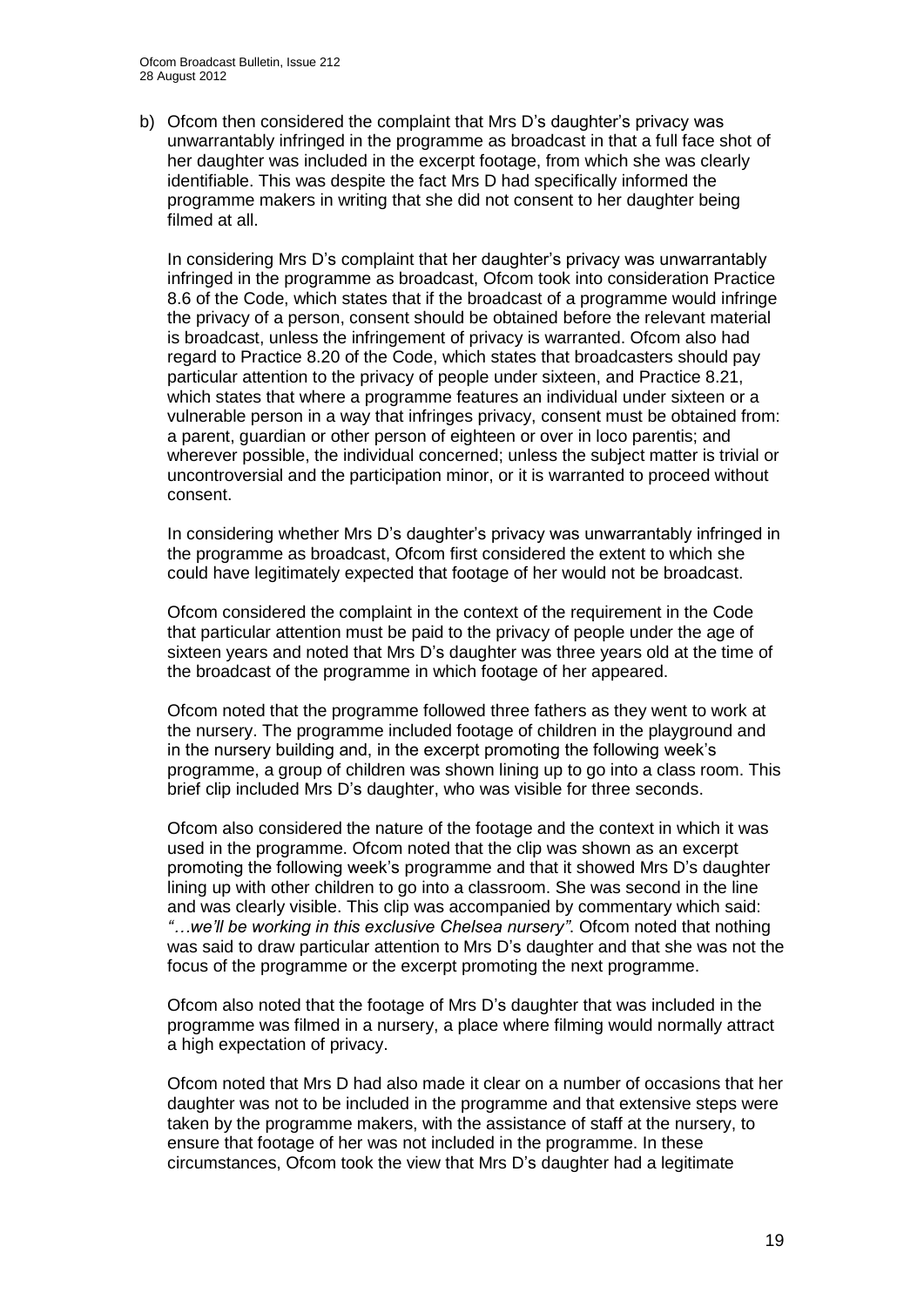b) Ofcom then considered the complaint that Mrs D's daughter's privacy was unwarrantably infringed in the programme as broadcast in that a full face shot of her daughter was included in the excerpt footage, from which she was clearly identifiable. This was despite the fact Mrs D had specifically informed the programme makers in writing that she did not consent to her daughter being filmed at all.

In considering Mrs D's complaint that her daughter's privacy was unwarrantably infringed in the programme as broadcast, Ofcom took into consideration Practice 8.6 of the Code, which states that if the broadcast of a programme would infringe the privacy of a person, consent should be obtained before the relevant material is broadcast, unless the infringement of privacy is warranted. Ofcom also had regard to Practice 8.20 of the Code, which states that broadcasters should pay particular attention to the privacy of people under sixteen, and Practice 8.21, which states that where a programme features an individual under sixteen or a vulnerable person in a way that infringes privacy, consent must be obtained from: a parent, guardian or other person of eighteen or over in loco parentis; and wherever possible, the individual concerned; unless the subject matter is trivial or uncontroversial and the participation minor, or it is warranted to proceed without consent.

In considering whether Mrs D's daughter's privacy was unwarrantably infringed in the programme as broadcast, Ofcom first considered the extent to which she could have legitimately expected that footage of her would not be broadcast.

Ofcom considered the complaint in the context of the requirement in the Code that particular attention must be paid to the privacy of people under the age of sixteen years and noted that Mrs D's daughter was three years old at the time of the broadcast of the programme in which footage of her appeared.

Ofcom noted that the programme followed three fathers as they went to work at the nursery. The programme included footage of children in the playground and in the nursery building and, in the excerpt promoting the following week's programme, a group of children was shown lining up to go into a class room. This brief clip included Mrs D's daughter, who was visible for three seconds.

Ofcom also considered the nature of the footage and the context in which it was used in the programme. Ofcom noted that the clip was shown as an excerpt promoting the following week's programme and that it showed Mrs D's daughter lining up with other children to go into a classroom. She was second in the line and was clearly visible. This clip was accompanied by commentary which said: *"…we'll be working in this exclusive Chelsea nursery"*. Ofcom noted that nothing was said to draw particular attention to Mrs D's daughter and that she was not the focus of the programme or the excerpt promoting the next programme.

Ofcom also noted that the footage of Mrs D's daughter that was included in the programme was filmed in a nursery, a place where filming would normally attract a high expectation of privacy.

Ofcom noted that Mrs D had also made it clear on a number of occasions that her daughter was not to be included in the programme and that extensive steps were taken by the programme makers, with the assistance of staff at the nursery, to ensure that footage of her was not included in the programme. In these circumstances, Ofcom took the view that Mrs D's daughter had a legitimate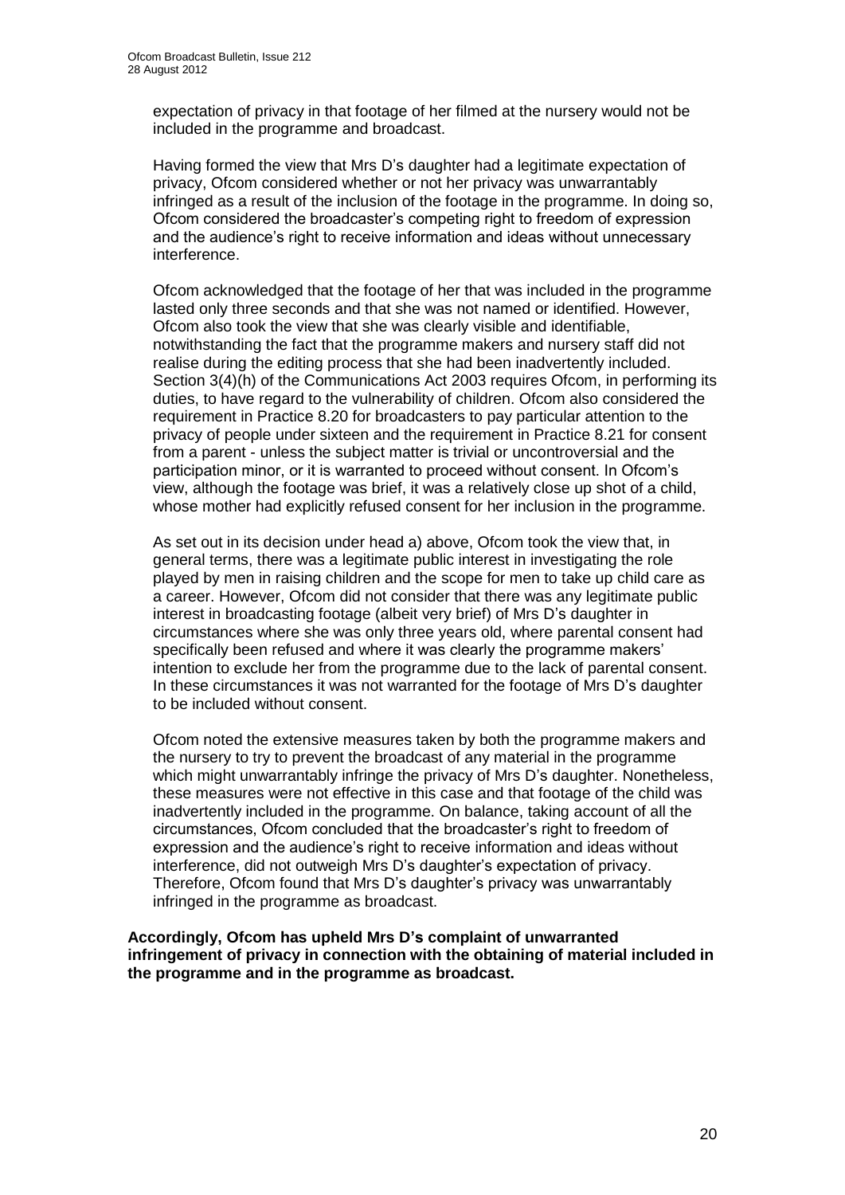expectation of privacy in that footage of her filmed at the nursery would not be included in the programme and broadcast.

Having formed the view that Mrs D's daughter had a legitimate expectation of privacy, Ofcom considered whether or not her privacy was unwarrantably infringed as a result of the inclusion of the footage in the programme. In doing so, Ofcom considered the broadcaster's competing right to freedom of expression and the audience's right to receive information and ideas without unnecessary interference.

Ofcom acknowledged that the footage of her that was included in the programme lasted only three seconds and that she was not named or identified. However, Ofcom also took the view that she was clearly visible and identifiable, notwithstanding the fact that the programme makers and nursery staff did not realise during the editing process that she had been inadvertently included. Section 3(4)(h) of the Communications Act 2003 requires Ofcom, in performing its duties, to have regard to the vulnerability of children. Ofcom also considered the requirement in Practice 8.20 for broadcasters to pay particular attention to the privacy of people under sixteen and the requirement in Practice 8.21 for consent from a parent - unless the subject matter is trivial or uncontroversial and the participation minor, or it is warranted to proceed without consent. In Ofcom's view, although the footage was brief, it was a relatively close up shot of a child, whose mother had explicitly refused consent for her inclusion in the programme.

As set out in its decision under head a) above, Ofcom took the view that, in general terms, there was a legitimate public interest in investigating the role played by men in raising children and the scope for men to take up child care as a career. However, Ofcom did not consider that there was any legitimate public interest in broadcasting footage (albeit very brief) of Mrs D's daughter in circumstances where she was only three years old, where parental consent had specifically been refused and where it was clearly the programme makers' intention to exclude her from the programme due to the lack of parental consent. In these circumstances it was not warranted for the footage of Mrs D's daughter to be included without consent.

Ofcom noted the extensive measures taken by both the programme makers and the nursery to try to prevent the broadcast of any material in the programme which might unwarrantably infringe the privacy of Mrs D's daughter. Nonetheless, these measures were not effective in this case and that footage of the child was inadvertently included in the programme. On balance, taking account of all the circumstances, Ofcom concluded that the broadcaster's right to freedom of expression and the audience's right to receive information and ideas without interference, did not outweigh Mrs D's daughter's expectation of privacy. Therefore, Ofcom found that Mrs D's daughter's privacy was unwarrantably infringed in the programme as broadcast.

**Accordingly, Ofcom has upheld Mrs D's complaint of unwarranted infringement of privacy in connection with the obtaining of material included in the programme and in the programme as broadcast.**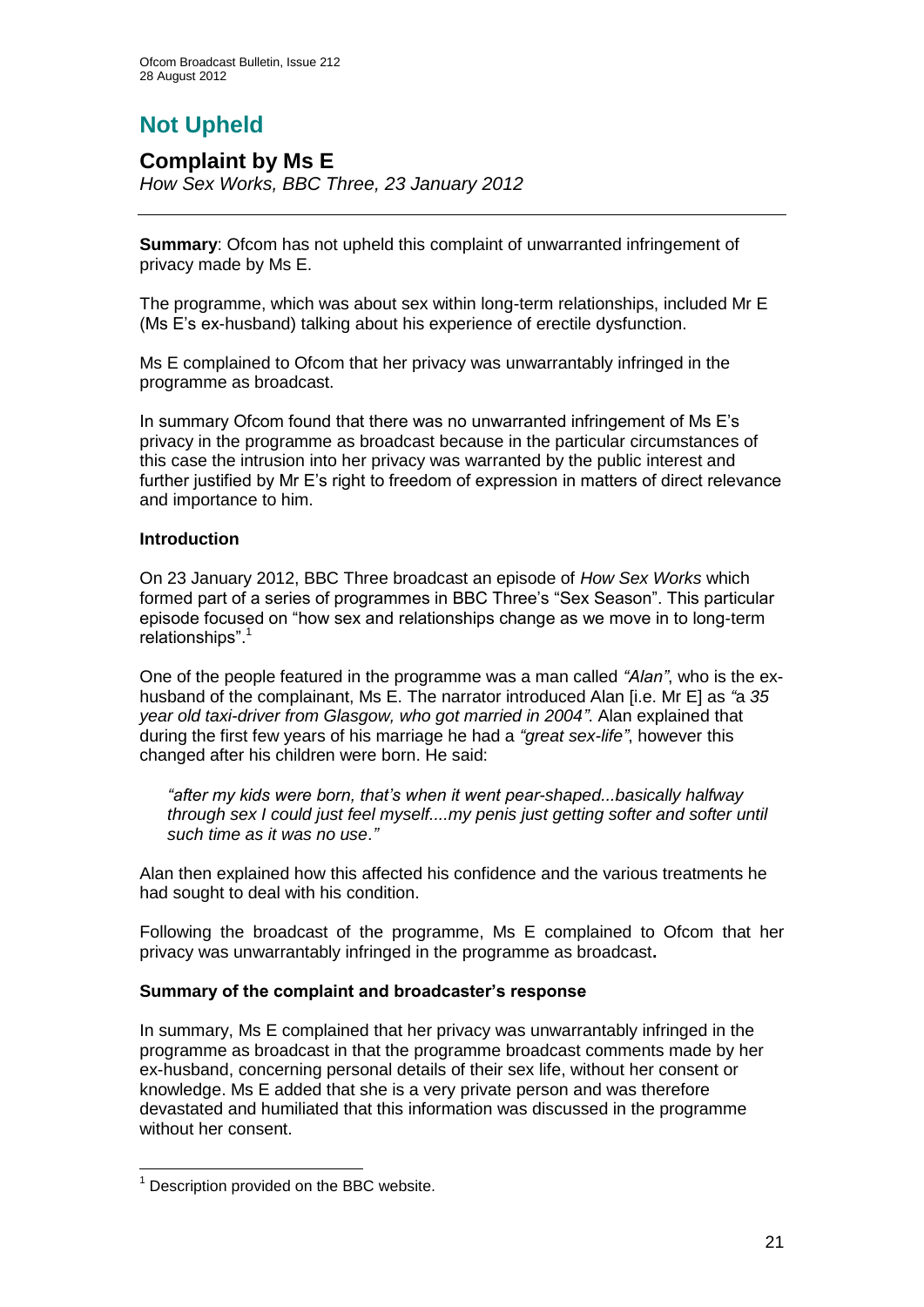# Not Upheld

## Complaint by Ms E

*How Sex Works, BBC Three, 23 January 2012*

**Summary**: Ofcom has not upheld this complaint of unwarranted infringement of privacy made by Ms E.

The programme, which was about sex within long-term relationships, included Mr E (Ms E's ex-husband) talking about his experience of erectile dysfunction.

Ms E complained to Ofcom that her privacy was unwarrantably infringed in the programme as broadcast.

In summary Ofcom found that there was no unwarranted infringement of Ms E's privacy in the programme as broadcast because in the particular circumstances of this case the intrusion into her privacy was warranted by the public interest and further justified by Mr E's right to freedom of expression in matters of direct relevance and importance to him.

**Introduction**

On 23 January 2012, BBC Three broadcast an episode of *How Sex Works* which formed part of a series of programmes in BBC Three's "Sex Season". This particular episode focused on "how sex and relationships change as we move in to long-term relationships".[1]

One of the people featured in the programme was a man called *"Alan"*, who is the ex-husband of the complainant, Ms E. The narrator introduced Alan [i.e. Mr E] as *"a 35 year old taxi-driver from Glasgow, who got married in 2004"*. Alan explained that during the first few years of his marriage he had a *"great sex-life"*, however this changed after his children were born. He said:

> *"after my kids were born, that's when it went pear-shaped...basically halfway through sex I could just feel myself....my penis just getting softer and softer until such time as it was no use."*

Alan then explained how this affected his confidence and the various treatments he had sought to deal with his condition.

Following the broadcast of the programme, Ms E complained to Ofcom that her privacy was unwarrantably infringed in the programme as broadcast**.**

**Summary of the complaint and broadcaster's response**

In summary, Ms E complained that her privacy was unwarrantably infringed in the programme as broadcast in that the programme broadcast comments made by her ex-husband, concerning personal details of their sex life, without her consent or knowledge. Ms E added that she is a very private person and was therefore devastated and humiliated that this information was discussed in the programme without her consent.

[1] Description provided on the BBC website.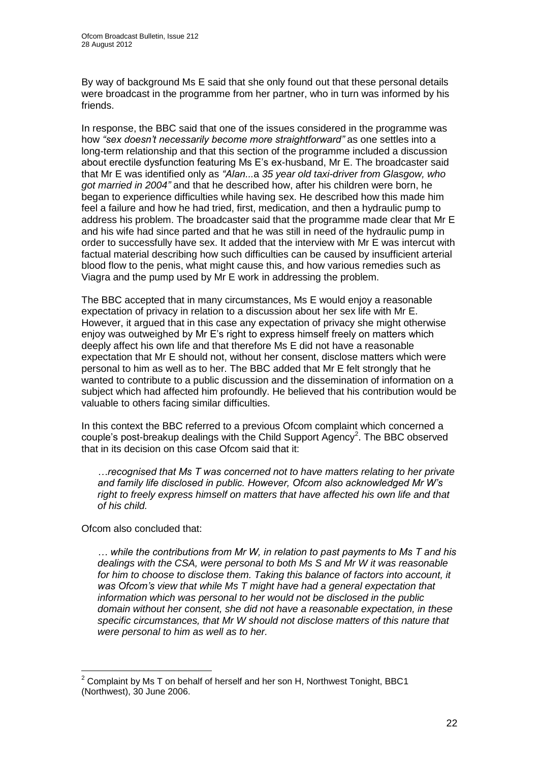By way of background Ms E said that she only found out that these personal details were broadcast in the programme from her partner, who in turn was informed by his friends.

In response, the BBC said that one of the issues considered in the programme was how *"sex doesn't necessarily become more straightforward"* as one settles into a long-term relationship and that this section of the programme included a discussion about erectile dysfunction featuring Ms E's ex-husband, Mr E. The broadcaster said that Mr E was identified only as *"Alan...*a *35 year old taxi-driver from Glasgow, who got married in 2004"* and that he described how, after his children were born, he began to experience difficulties while having sex. He described how this made him feel a failure and how he had tried, first, medication, and then a hydraulic pump to address his problem. The broadcaster said that the programme made clear that Mr E and his wife had since parted and that he was still in need of the hydraulic pump in order to successfully have sex. It added that the interview with Mr E was intercut with factual material describing how such difficulties can be caused by insufficient arterial blood flow to the penis, what might cause this, and how various remedies such as Viagra and the pump used by Mr E work in addressing the problem.

The BBC accepted that in many circumstances, Ms E would enjoy a reasonable expectation of privacy in relation to a discussion about her sex life with Mr E. However, it argued that in this case any expectation of privacy she might otherwise enjoy was outweighed by Mr E's right to express himself freely on matters which deeply affect his own life and that therefore Ms E did not have a reasonable expectation that Mr E should not, without her consent, disclose matters which were personal to him as well as to her. The BBC added that Mr E felt strongly that he wanted to contribute to a public discussion and the dissemination of information on a subject which had affected him profoundly. He believed that his contribution would be valuable to others facing similar difficulties.

In this context the BBC referred to a previous Ofcom complaint which concerned a couple's post-breakup dealings with the Child Support Agency[2]. The BBC observed that in its decision on this case Ofcom said that it:

> *…recognised that Ms T was concerned not to have matters relating to her private and family life disclosed in public. However, Ofcom also acknowledged Mr W's right to freely express himself on matters that have affected his own life and that of his child.*

Ofcom also concluded that:

> *… while the contributions from Mr W, in relation to past payments to Ms T and his dealings with the CSA, were personal to both Ms S and Mr W it was reasonable for him to choose to disclose them. Taking this balance of factors into account, it was Ofcom's view that while Ms T might have had a general expectation that information which was personal to her would not be disclosed in the public domain without her consent, she did not have a reasonable expectation, in these specific circumstances, that Mr W should not disclose matters of this nature that were personal to him as well as to her.*

---

[2] Complaint by Ms T on behalf of herself and her son H, Northwest Tonight, BBC1 (Northwest), 30 June 2006.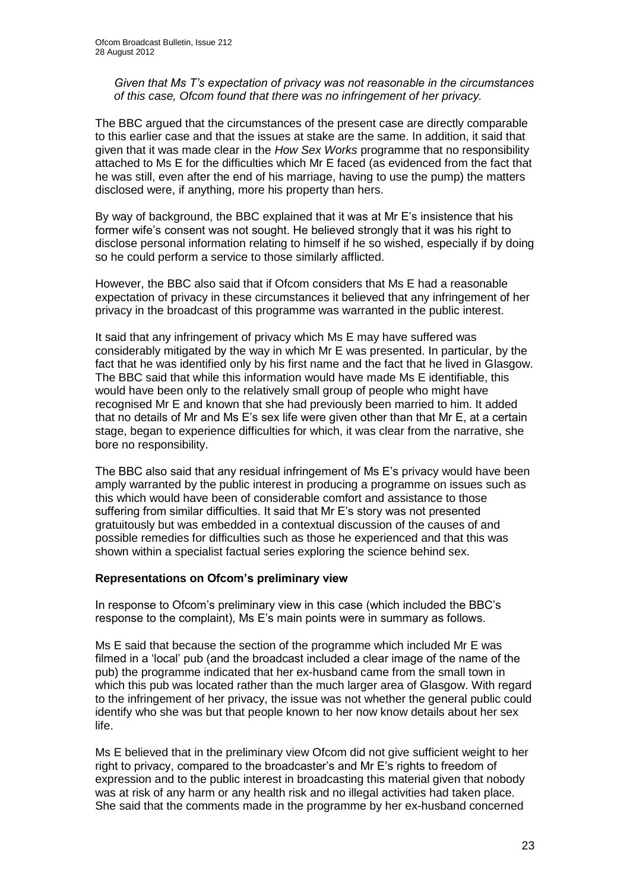*Given that Ms T's expectation of privacy was not reasonable in the circumstances of this case, Ofcom found that there was no infringement of her privacy.*

The BBC argued that the circumstances of the present case are directly comparable to this earlier case and that the issues at stake are the same. In addition, it said that given that it was made clear in the *How Sex Works* programme that no responsibility attached to Ms E for the difficulties which Mr E faced (as evidenced from the fact that he was still, even after the end of his marriage, having to use the pump) the matters disclosed were, if anything, more his property than hers.

By way of background, the BBC explained that it was at Mr E's insistence that his former wife's consent was not sought. He believed strongly that it was his right to disclose personal information relating to himself if he so wished, especially if by doing so he could perform a service to those similarly afflicted.

However, the BBC also said that if Ofcom considers that Ms E had a reasonable expectation of privacy in these circumstances it believed that any infringement of her privacy in the broadcast of this programme was warranted in the public interest.

It said that any infringement of privacy which Ms E may have suffered was considerably mitigated by the way in which Mr E was presented. In particular, by the fact that he was identified only by his first name and the fact that he lived in Glasgow. The BBC said that while this information would have made Ms E identifiable, this would have been only to the relatively small group of people who might have recognised Mr E and known that she had previously been married to him. It added that no details of Mr and Ms E's sex life were given other than that Mr E, at a certain stage, began to experience difficulties for which, it was clear from the narrative, she bore no responsibility.

The BBC also said that any residual infringement of Ms E's privacy would have been amply warranted by the public interest in producing a programme on issues such as this which would have been of considerable comfort and assistance to those suffering from similar difficulties. It said that Mr E's story was not presented gratuitously but was embedded in a contextual discussion of the causes of and possible remedies for difficulties such as those he experienced and that this was shown within a specialist factual series exploring the science behind sex.

## Representations on Ofcom's preliminary view

In response to Ofcom's preliminary view in this case (which included the BBC's response to the complaint), Ms E's main points were in summary as follows.

Ms E said that because the section of the programme which included Mr E was filmed in a 'local' pub (and the broadcast included a clear image of the name of the pub) the programme indicated that her ex-husband came from the small town in which this pub was located rather than the much larger area of Glasgow. With regard to the infringement of her privacy, the issue was not whether the general public could identify who she was but that people known to her now know details about her sex life.

Ms E believed that in the preliminary view Ofcom did not give sufficient weight to her right to privacy, compared to the broadcaster's and Mr E's rights to freedom of expression and to the public interest in broadcasting this material given that nobody was at risk of any harm or any health risk and no illegal activities had taken place. She said that the comments made in the programme by her ex-husband concerned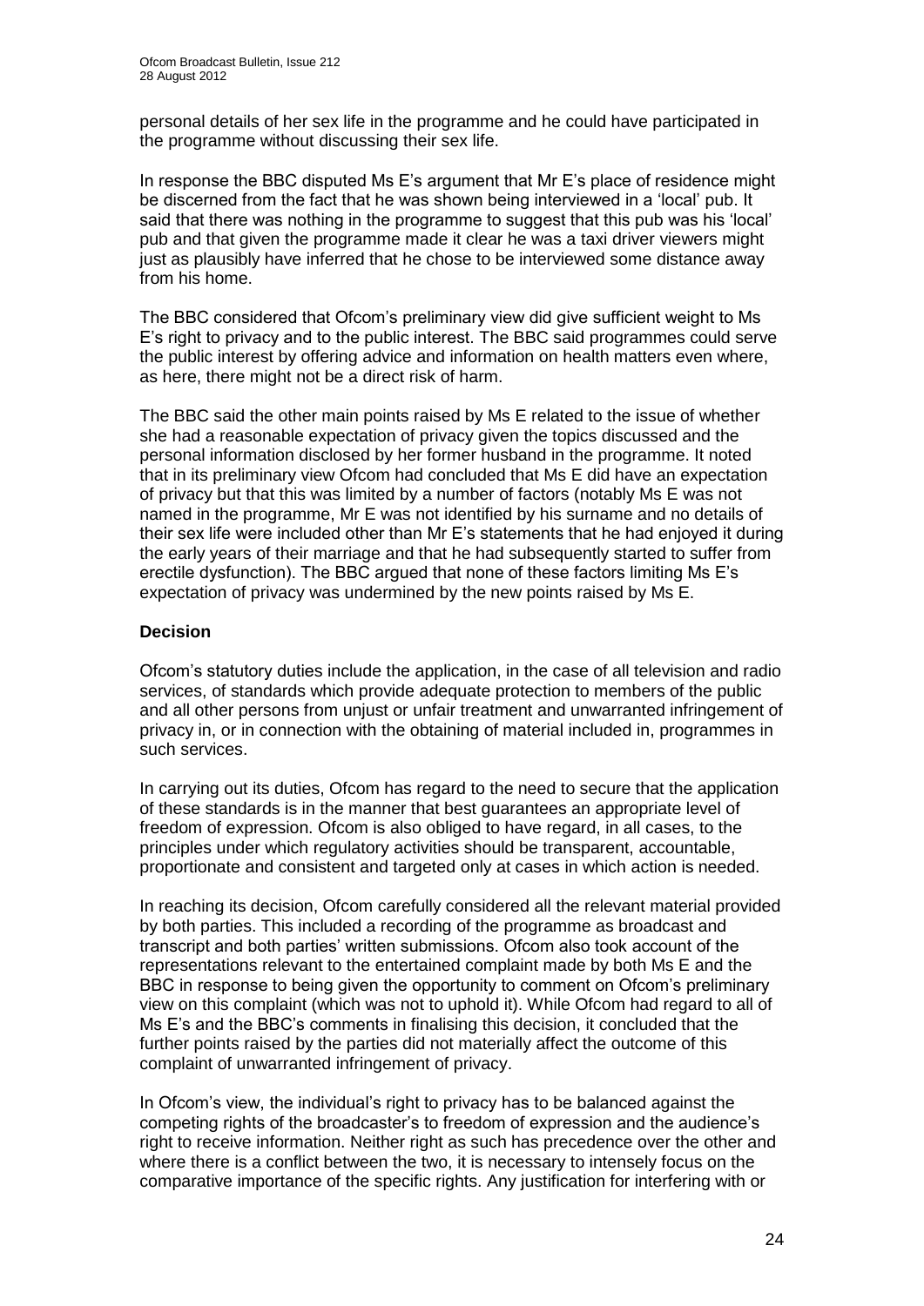personal details of her sex life in the programme and he could have participated in the programme without discussing their sex life.

In response the BBC disputed Ms E's argument that Mr E's place of residence might be discerned from the fact that he was shown being interviewed in a 'local' pub. It said that there was nothing in the programme to suggest that this pub was his 'local' pub and that given the programme made it clear he was a taxi driver viewers might just as plausibly have inferred that he chose to be interviewed some distance away from his home.

The BBC considered that Ofcom's preliminary view did give sufficient weight to Ms E's right to privacy and to the public interest. The BBC said programmes could serve the public interest by offering advice and information on health matters even where, as here, there might not be a direct risk of harm.

The BBC said the other main points raised by Ms E related to the issue of whether she had a reasonable expectation of privacy given the topics discussed and the personal information disclosed by her former husband in the programme. It noted that in its preliminary view Ofcom had concluded that Ms E did have an expectation of privacy but that this was limited by a number of factors (notably Ms E was not named in the programme, Mr E was not identified by his surname and no details of their sex life were included other than Mr E's statements that he had enjoyed it during the early years of their marriage and that he had subsequently started to suffer from erectile dysfunction). The BBC argued that none of these factors limiting Ms E's expectation of privacy was undermined by the new points raised by Ms E.

**Decision**

Ofcom's statutory duties include the application, in the case of all television and radio services, of standards which provide adequate protection to members of the public and all other persons from unjust or unfair treatment and unwarranted infringement of privacy in, or in connection with the obtaining of material included in, programmes in such services.

In carrying out its duties, Ofcom has regard to the need to secure that the application of these standards is in the manner that best guarantees an appropriate level of freedom of expression. Ofcom is also obliged to have regard, in all cases, to the principles under which regulatory activities should be transparent, accountable, proportionate and consistent and targeted only at cases in which action is needed.

In reaching its decision, Ofcom carefully considered all the relevant material provided by both parties. This included a recording of the programme as broadcast and transcript and both parties' written submissions. Ofcom also took account of the representations relevant to the entertained complaint made by both Ms E and the BBC in response to being given the opportunity to comment on Ofcom's preliminary view on this complaint (which was not to uphold it). While Ofcom had regard to all of Ms E's and the BBC's comments in finalising this decision, it concluded that the further points raised by the parties did not materially affect the outcome of this complaint of unwarranted infringement of privacy.

In Ofcom's view, the individual's right to privacy has to be balanced against the competing rights of the broadcaster's to freedom of expression and the audience's right to receive information. Neither right as such has precedence over the other and where there is a conflict between the two, it is necessary to intensely focus on the comparative importance of the specific rights. Any justification for interfering with or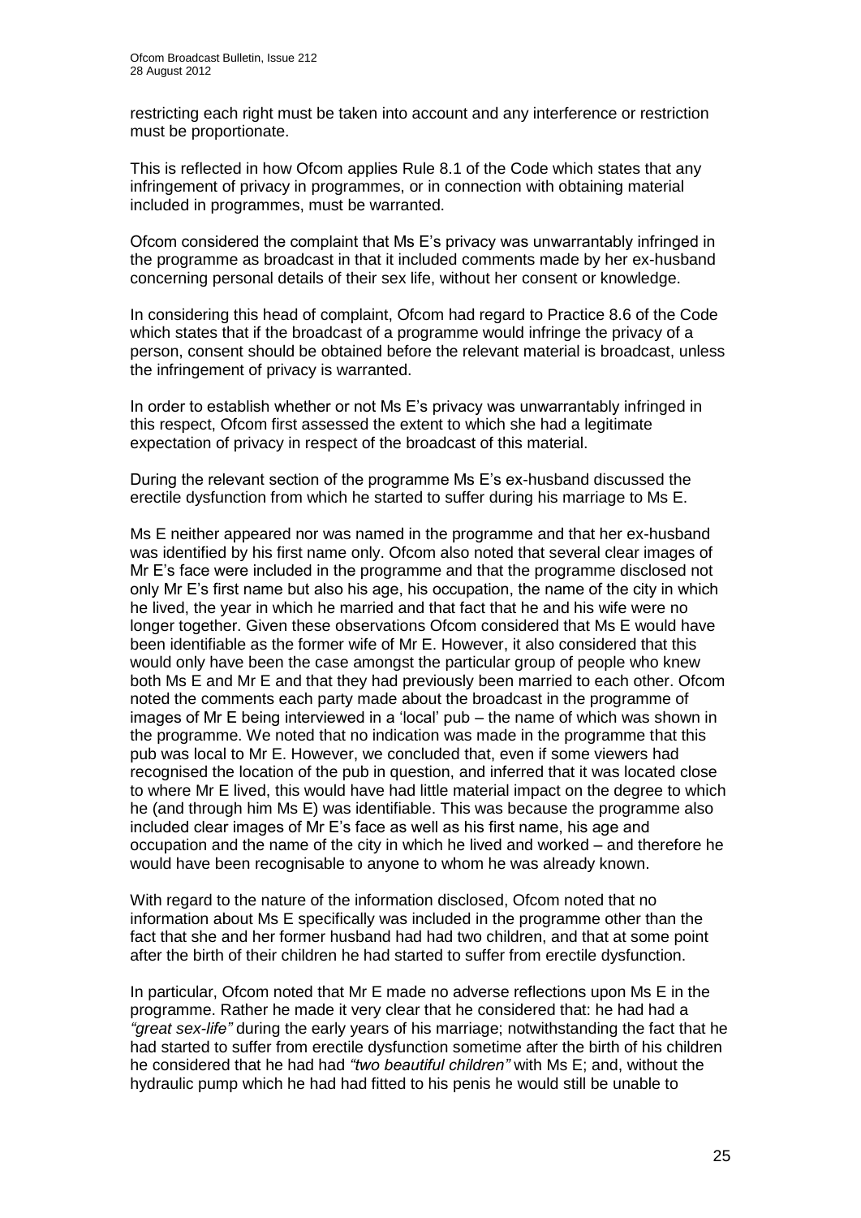restricting each right must be taken into account and any interference or restriction must be proportionate.

This is reflected in how Ofcom applies Rule 8.1 of the Code which states that any infringement of privacy in programmes, or in connection with obtaining material included in programmes, must be warranted.

Ofcom considered the complaint that Ms E's privacy was unwarrantably infringed in the programme as broadcast in that it included comments made by her ex-husband concerning personal details of their sex life, without her consent or knowledge.

In considering this head of complaint, Ofcom had regard to Practice 8.6 of the Code which states that if the broadcast of a programme would infringe the privacy of a person, consent should be obtained before the relevant material is broadcast, unless the infringement of privacy is warranted.

In order to establish whether or not Ms E's privacy was unwarrantably infringed in this respect, Ofcom first assessed the extent to which she had a legitimate expectation of privacy in respect of the broadcast of this material.

During the relevant section of the programme Ms E's ex-husband discussed the erectile dysfunction from which he started to suffer during his marriage to Ms E.

Ms E neither appeared nor was named in the programme and that her ex-husband was identified by his first name only. Ofcom also noted that several clear images of Mr E's face were included in the programme and that the programme disclosed not only Mr E's first name but also his age, his occupation, the name of the city in which he lived, the year in which he married and that fact that he and his wife were no longer together. Given these observations Ofcom considered that Ms E would have been identifiable as the former wife of Mr E. However, it also considered that this would only have been the case amongst the particular group of people who knew both Ms E and Mr E and that they had previously been married to each other. Ofcom noted the comments each party made about the broadcast in the programme of images of Mr E being interviewed in a 'local' pub – the name of which was shown in the programme. We noted that no indication was made in the programme that this pub was local to Mr E. However, we concluded that, even if some viewers had recognised the location of the pub in question, and inferred that it was located close to where Mr E lived, this would have had little material impact on the degree to which he (and through him Ms E) was identifiable. This was because the programme also included clear images of Mr E's face as well as his first name, his age and occupation and the name of the city in which he lived and worked – and therefore he would have been recognisable to anyone to whom he was already known.

With regard to the nature of the information disclosed, Ofcom noted that no information about Ms E specifically was included in the programme other than the fact that she and her former husband had had two children, and that at some point after the birth of her children he had started to suffer from erectile dysfunction.

In particular, Ofcom noted that Mr E made no adverse reflections upon Ms E in the programme. Rather he made it very clear that he considered that: he had had a *"great sex-life"* during the early years of his marriage; notwithstanding the fact that he had started to suffer from erectile dysfunction sometime after the birth of his children he considered that he had had *"two beautiful children"* with Ms E; and, without the hydraulic pump which he had had fitted to his penis he would still be unable to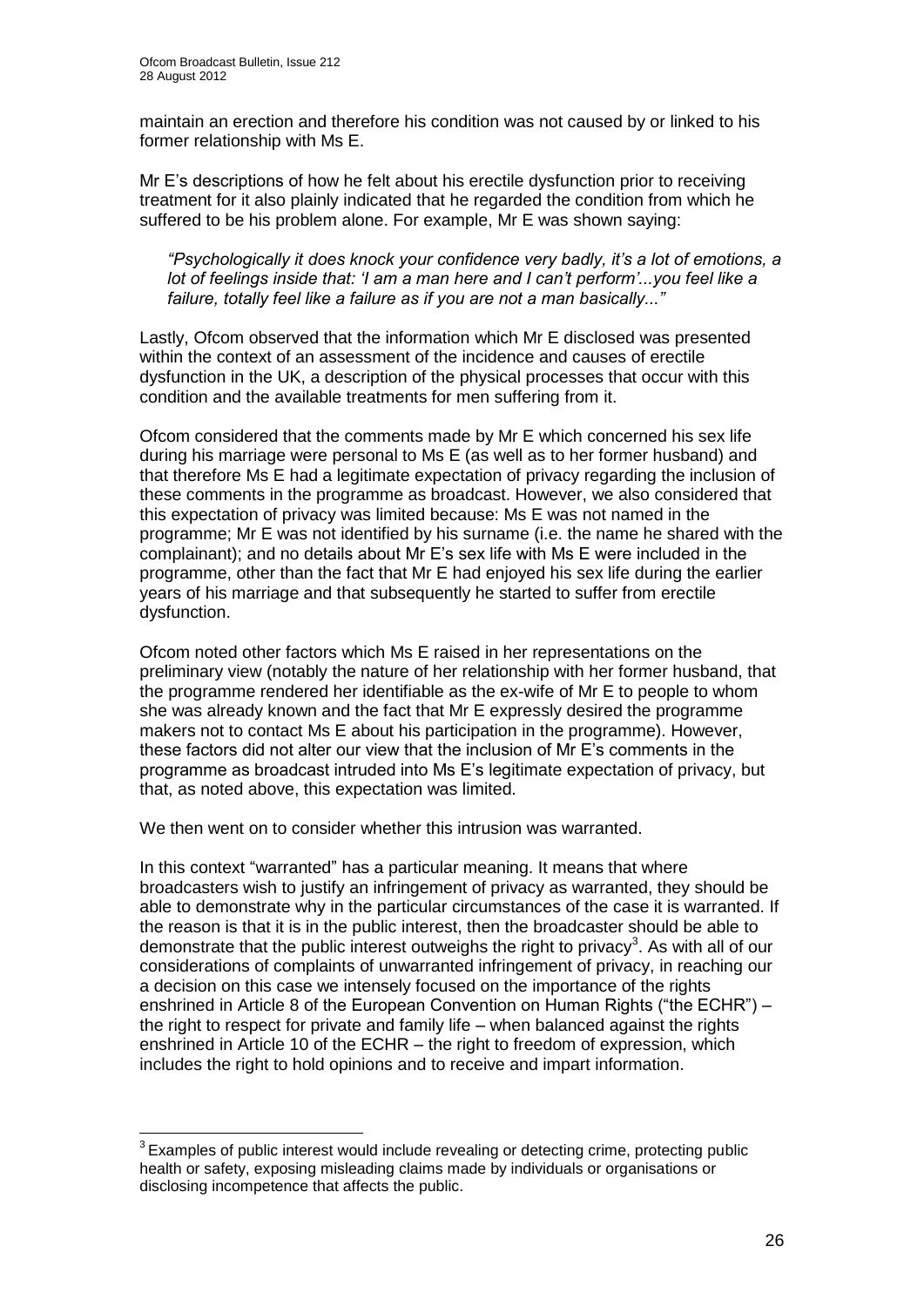maintain an erection and therefore his condition was not caused by or linked to his former relationship with Ms E.

Mr E's descriptions of how he felt about his erectile dysfunction prior to receiving treatment for it also plainly indicated that he regarded the condition from which he suffered to be his problem alone. For example, Mr E was shown saying:

> *"Psychologically it does knock your confidence very badly, it's a lot of emotions, a lot of feelings inside that: 'I am a man here and I can't perform'...you feel like a failure, totally feel like a failure as if you are not a man basically..."*

Lastly, Ofcom observed that the information which Mr E disclosed was presented within the context of an assessment of the incidence and causes of erectile dysfunction in the UK, a description of the physical processes that occur with this condition and the available treatments for men suffering from it.

Ofcom considered that the comments made by Mr E which concerned his sex life during his marriage were personal to Ms E (as well as to her former husband) and that therefore Ms E had a legitimate expectation of privacy regarding the inclusion of these comments in the programme as broadcast. However, we also considered that this expectation of privacy was limited because: Ms E was not named in the programme; Mr E was not identified by his surname (i.e. the name he shared with the complainant); and no details about Mr E's sex life with Ms E were included in the programme, other than the fact that Mr E had enjoyed his sex life during the earlier years of his marriage and that subsequently he started to suffer from erectile dysfunction.

Ofcom noted other factors which Ms E raised in her representations on the preliminary view (notably the nature of her relationship with her former husband, that the programme rendered her identifiable as the ex-wife of Mr E to people to whom she was already known and the fact that Mr E expressly desired the programme makers not to contact Ms E about his participation in the programme). However, these factors did not alter our view that the inclusion of Mr E's comments in the programme as broadcast intruded into Ms E's legitimate expectation of privacy, but that, as noted above, this expectation was limited.

We then went on to consider whether this intrusion was warranted.

In this context "warranted" has a particular meaning. It means that where broadcasters wish to justify an infringement of privacy as warranted, they should be able to demonstrate why in the particular circumstances of the case it is warranted. If the reason is that it is in the public interest, then the broadcaster should be able to demonstrate that the public interest outweighs the right to privacy[3]. As with all of our considerations of complaints of unwarranted infringement of privacy, in reaching our a decision on this case we intensely focused on the importance of the rights enshrined in Article 8 of the European Convention on Human Rights ("the ECHR") – the right to respect for private and family life – when balanced against the rights enshrined in Article 10 of the ECHR – the right to freedom of expression, which includes the right to hold opinions and to receive and impart information.

[3] Examples of public interest would include revealing or detecting crime, protecting public health or safety, exposing misleading claims made by individuals or organisations or disclosing incompetence that affects the public.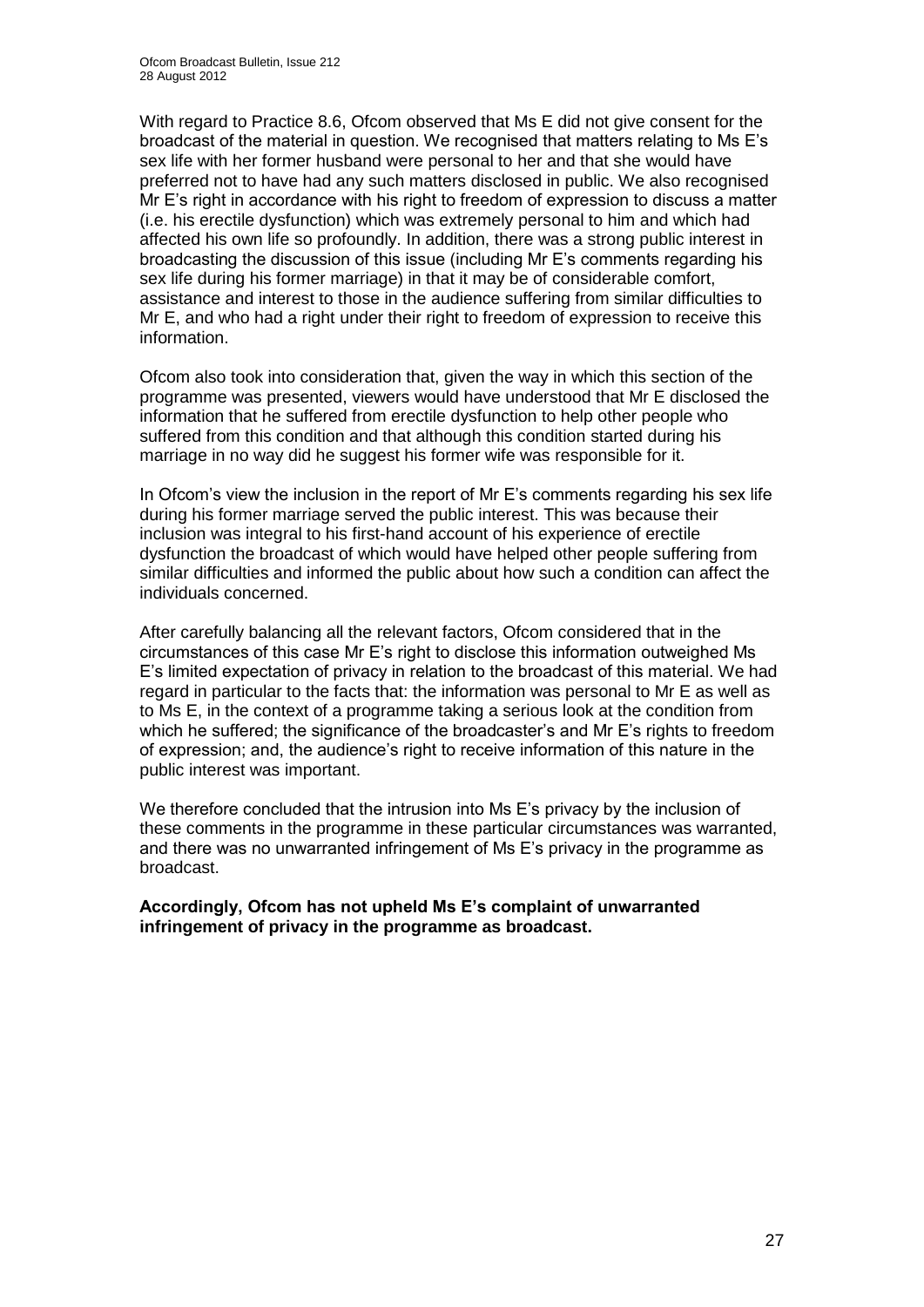With regard to Practice 8.6, Ofcom observed that Ms E did not give consent for the broadcast of the material in question. We recognised that matters relating to Ms E's sex life with her former husband were personal to her and that she would have preferred not to have had any such matters disclosed in public. We also recognised Mr E's right in accordance with his right to freedom of expression to discuss a matter (i.e. his erectile dysfunction) which was extremely personal to him and which had affected his own life so profoundly. In addition, there was a strong public interest in broadcasting the discussion of this issue (including Mr E's comments regarding his sex life during his former marriage) in that it may be of considerable comfort, assistance and interest to those in the audience suffering from similar difficulties to Mr E, and who had a right under their right to freedom of expression to receive this information.

Ofcom also took into consideration that, given the way in which this section of the programme was presented, viewers would have understood that Mr E disclosed the information that he suffered from erectile dysfunction to help other people who suffered from this condition and that although this condition started during his marriage in no way did he suggest his former wife was responsible for it.

In Ofcom's view the inclusion in the report of Mr E's comments regarding his sex life during his former marriage served the public interest. This was because their inclusion was integral to his first-hand account of his experience of erectile dysfunction the broadcast of which would have helped other people suffering from similar difficulties and informed the public about how such a condition can affect the individuals concerned.

After carefully balancing all the relevant factors, Ofcom considered that in the circumstances of this case Mr E's right to disclose this information outweighed Ms E's limited expectation of privacy in relation to the broadcast of this material. We had regard in particular to the facts that: the information was personal to Mr E as well as to Ms E, in the context of a programme taking a serious look at the condition from which he suffered; the significance of the broadcaster's and Mr E's rights to freedom of expression; and, the audience's right to receive information of this nature in the public interest was important.

We therefore concluded that the intrusion into Ms E's privacy by the inclusion of these comments in the programme in these particular circumstances was warranted, and there was no unwarranted infringement of Ms E's privacy in the programme as broadcast.

**Accordingly, Ofcom has not upheld Ms E's complaint of unwarranted infringement of privacy in the programme as broadcast.**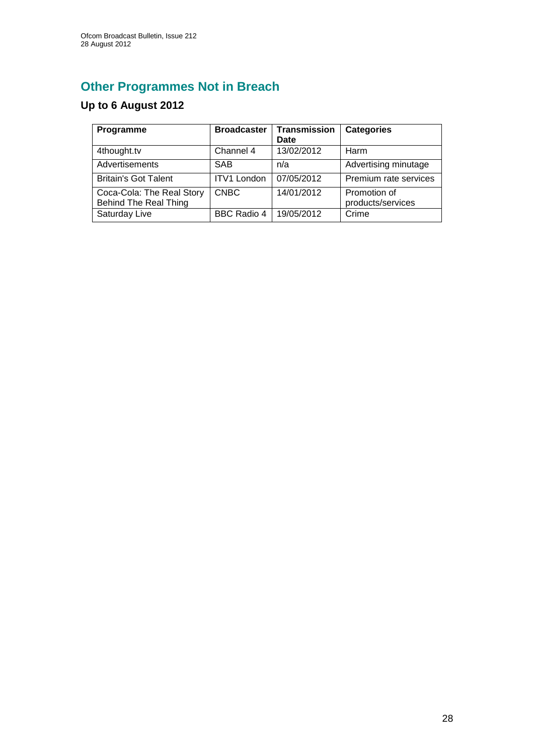## Other Programmes Not in Breach

### Up to 6 August 2012

| Programme | Broadcaster | Transmission Date | Categories |
|---|---|---|---|
| 4thought.tv | Channel 4 | 13/02/2012 | Harm |
| Advertisements | SAB | n/a | Advertising minutage |
| Britain's Got Talent | ITV1 London | 07/05/2012 | Premium rate services |
| Coca-Cola: The Real Story Behind The Real Thing | CNBC | 14/01/2012 | Promotion of products/services |
| Saturday Live | BBC Radio 4 | 19/05/2012 | Crime |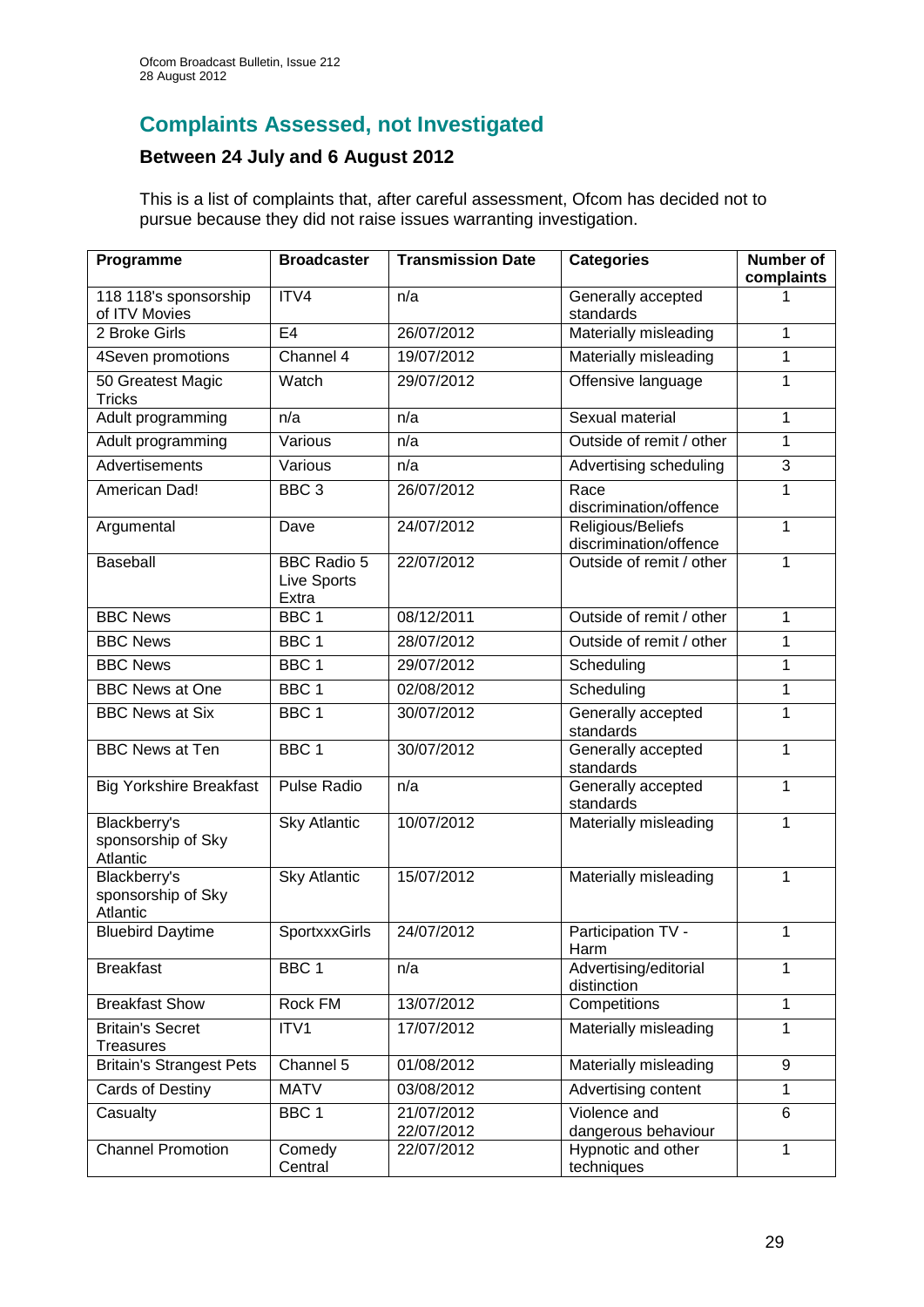## Complaints Assessed, not Investigated

### Between 24 July and 6 August 2012

This is a list of complaints that, after careful assessment, Ofcom has decided not to pursue because they did not raise issues warranting investigation.

| Programme | Broadcaster | Transmission Date | Categories | Number of complaints |
|---|---|---|---|---|
| 118 118's sponsorship of ITV Movies | ITV4 | n/a | Generally accepted standards | 1 |
| 2 Broke Girls | E4 | 26/07/2012 | Materially misleading | 1 |
| 4Seven promotions | Channel 4 | 19/07/2012 | Materially misleading | 1 |
| 50 Greatest Magic Tricks | Watch | 29/07/2012 | Offensive language | 1 |
| Adult programming | n/a | n/a | Sexual material | 1 |
| Adult programming | Various | n/a | Outside of remit / other | 1 |
| Advertisements | Various | n/a | Advertising scheduling | 3 |
| American Dad! | BBC 3 | 26/07/2012 | Race discrimination/offence | 1 |
| Argumental | Dave | 24/07/2012 | Religious/Beliefs discrimination/offence | 1 |
| Baseball | BBC Radio 5 Live Sports Extra | 22/07/2012 | Outside of remit / other | 1 |
| BBC News | BBC 1 | 08/12/2011 | Outside of remit / other | 1 |
| BBC News | BBC 1 | 28/07/2012 | Outside of remit / other | 1 |
| BBC News | BBC 1 | 29/07/2012 | Scheduling | 1 |
| BBC News at One | BBC 1 | 02/08/2012 | Scheduling | 1 |
| BBC News at Six | BBC 1 | 30/07/2012 | Generally accepted standards | 1 |
| BBC News at Ten | BBC 1 | 30/07/2012 | Generally accepted standards | 1 |
| Big Yorkshire Breakfast | Pulse Radio | n/a | Generally accepted standards | 1 |
| Blackberry's sponsorship of Sky Atlantic | Sky Atlantic | 10/07/2012 | Materially misleading | 1 |
| Blackberry's sponsorship of Sky Atlantic | Sky Atlantic | 15/07/2012 | Materially misleading | 1 |
| Bluebird Daytime | SportxxxGirls | 24/07/2012 | Participation TV - Harm | 1 |
| Breakfast | BBC 1 | n/a | Advertising/editorial distinction | 1 |
| Breakfast Show | Rock FM | 13/07/2012 | Competitions | 1 |
| Britain's Secret Treasures | ITV1 | 17/07/2012 | Materially misleading | 1 |
| Britain's Strangest Pets | Channel 5 | 01/08/2012 | Materially misleading | 9 |
| Cards of Destiny | MATV | 03/08/2012 | Advertising content | 1 |
| Casualty | BBC 1 | 21/07/2012 22/07/2012 | Violence and dangerous behaviour | 6 |
| Channel Promotion | Comedy Central | 22/07/2012 | Hypnotic and other techniques | 1 |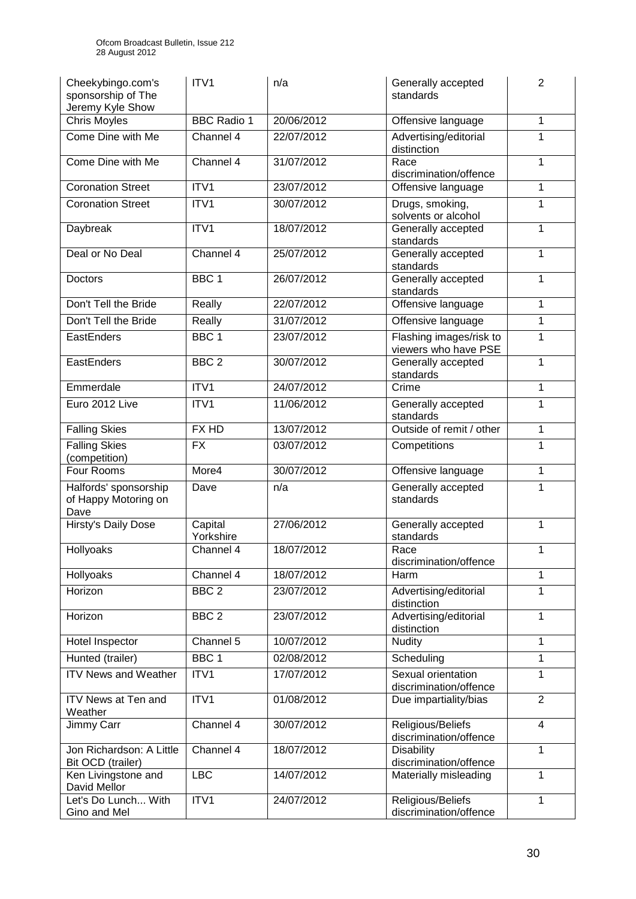| | | | | |
|---|---|---|---|---|
| Cheekybingo.com's sponsorship of The Jeremy Kyle Show | ITV1 | n/a | Generally accepted standards | 2 |
| Chris Moyles | BBC Radio 1 | 20/06/2012 | Offensive language | 1 |
| Come Dine with Me | Channel 4 | 22/07/2012 | Advertising/editorial distinction | 1 |
| Come Dine with Me | Channel 4 | 31/07/2012 | Race discrimination/offence | 1 |
| Coronation Street | ITV1 | 23/07/2012 | Offensive language | 1 |
| Coronation Street | ITV1 | 30/07/2012 | Drugs, smoking, solvents or alcohol | 1 |
| Daybreak | ITV1 | 18/07/2012 | Generally accepted standards | 1 |
| Deal or No Deal | Channel 4 | 25/07/2012 | Generally accepted standards | 1 |
| Doctors | BBC 1 | 26/07/2012 | Generally accepted standards | 1 |
| Don't Tell the Bride | Really | 22/07/2012 | Offensive language | 1 |
| Don't Tell the Bride | Really | 31/07/2012 | Offensive language | 1 |
| EastEnders | BBC 1 | 23/07/2012 | Flashing images/risk to viewers who have PSE | 1 |
| EastEnders | BBC 2 | 30/07/2012 | Generally accepted standards | 1 |
| Emmerdale | ITV1 | 24/07/2012 | Crime | 1 |
| Euro 2012 Live | ITV1 | 11/06/2012 | Generally accepted standards | 1 |
| Falling Skies | FX HD | 13/07/2012 | Outside of remit / other | 1 |
| Falling Skies (competition) | FX | 03/07/2012 | Competitions | 1 |
| Four Rooms | More4 | 30/07/2012 | Offensive language | 1 |
| Halfords' sponsorship of Happy Motoring on Dave | Dave | n/a | Generally accepted standards | 1 |
| Hirsty's Daily Dose | Capital Yorkshire | 27/06/2012 | Generally accepted standards | 1 |
| Hollyoaks | Channel 4 | 18/07/2012 | Race discrimination/offence | 1 |
| Hollyoaks | Channel 4 | 18/07/2012 | Harm | 1 |
| Horizon | BBC 2 | 23/07/2012 | Advertising/editorial distinction | 1 |
| Horizon | BBC 2 | 23/07/2012 | Advertising/editorial distinction | 1 |
| Hotel Inspector | Channel 5 | 10/07/2012 | Nudity | 1 |
| Hunted (trailer) | BBC 1 | 02/08/2012 | Scheduling | 1 |
| ITV News and Weather | ITV1 | 17/07/2012 | Sexual orientation discrimination/offence | 1 |
| ITV News at Ten and Weather | ITV1 | 01/08/2012 | Due impartiality/bias | 2 |
| Jimmy Carr | Channel 4 | 30/07/2012 | Religious/Beliefs discrimination/offence | 4 |
| Jon Richardson: A Little Bit OCD (trailer) | Channel 4 | 18/07/2012 | Disability discrimination/offence | 1 |
| Ken Livingstone and David Mellor | LBC | 14/07/2012 | Materially misleading | 1 |
| Let's Do Lunch... With Gino and Mel | ITV1 | 24/07/2012 | Religious/Beliefs discrimination/offence | 1 |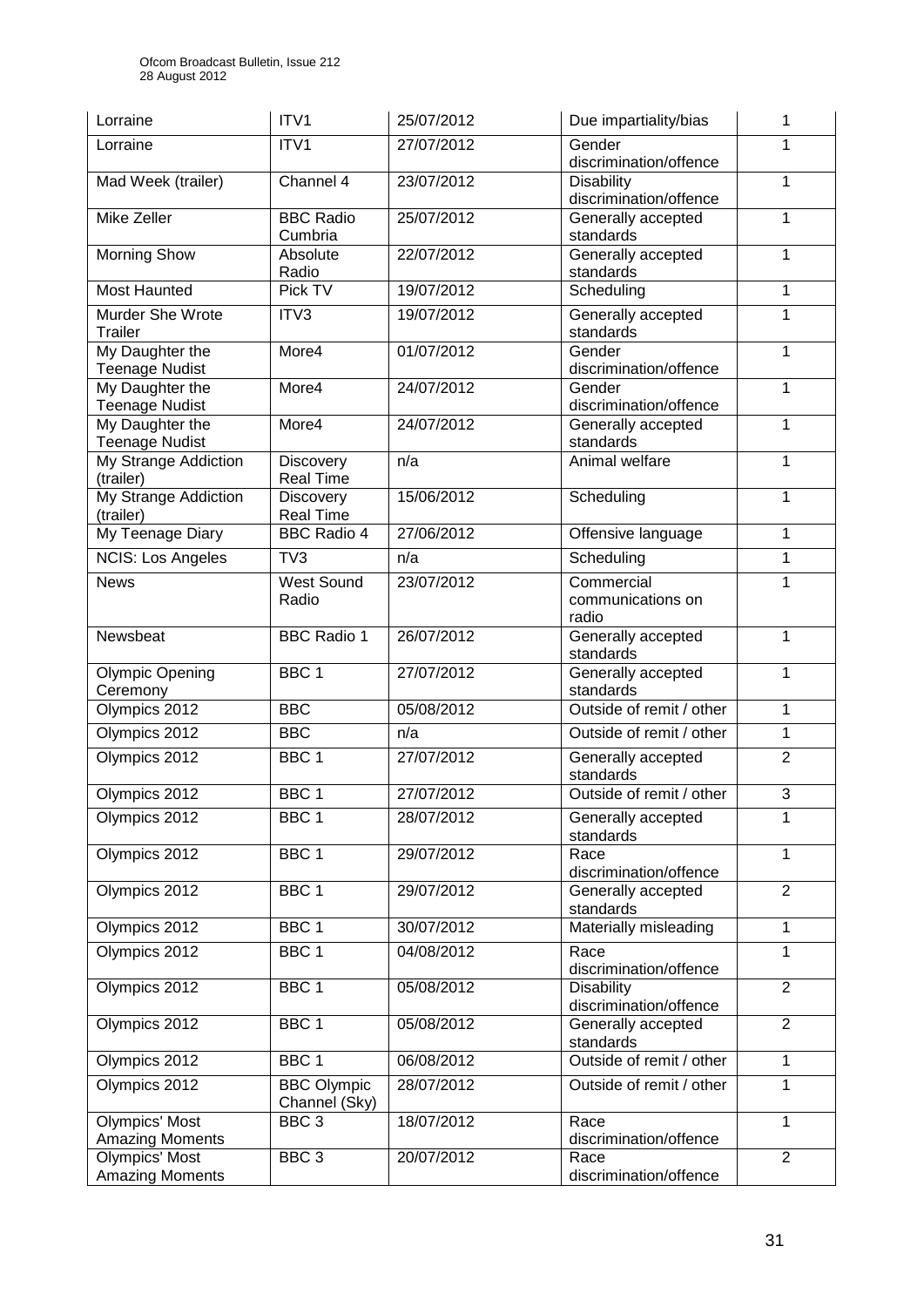| | | | | |
|---|---|---|---|---|
| Lorraine | ITV1 | 25/07/2012 | Due impartiality/bias | 1 |
| Lorraine | ITV1 | 27/07/2012 | Gender discrimination/offence | 1 |
| Mad Week (trailer) | Channel 4 | 23/07/2012 | Disability discrimination/offence | 1 |
| Mike Zeller | BBC Radio Cumbria | 25/07/2012 | Generally accepted standards | 1 |
| Morning Show | Absolute Radio | 22/07/2012 | Generally accepted standards | 1 |
| Most Haunted | Pick TV | 19/07/2012 | Scheduling | 1 |
| Murder She Wrote Trailer | ITV3 | 19/07/2012 | Generally accepted standards | 1 |
| My Daughter the Teenage Nudist | More4 | 01/07/2012 | Gender discrimination/offence | 1 |
| My Daughter the Teenage Nudist | More4 | 24/07/2012 | Gender discrimination/offence | 1 |
| My Daughter the Teenage Nudist | More4 | 24/07/2012 | Generally accepted standards | 1 |
| My Strange Addiction (trailer) | Discovery Real Time | n/a | Animal welfare | 1 |
| My Strange Addiction (trailer) | Discovery Real Time | 15/06/2012 | Scheduling | 1 |
| My Teenage Diary | BBC Radio 4 | 27/06/2012 | Offensive language | 1 |
| NCIS: Los Angeles | TV3 | n/a | Scheduling | 1 |
| News | West Sound Radio | 23/07/2012 | Commercial communications on radio | 1 |
| Newsbeat | BBC Radio 1 | 26/07/2012 | Generally accepted standards | 1 |
| Olympic Opening Ceremony | BBC 1 | 27/07/2012 | Generally accepted standards | 1 |
| Olympics 2012 | BBC | 05/08/2012 | Outside of remit / other | 1 |
| Olympics 2012 | BBC | n/a | Outside of remit / other | 1 |
| Olympics 2012 | BBC 1 | 27/07/2012 | Generally accepted standards | 2 |
| Olympics 2012 | BBC 1 | 27/07/2012 | Outside of remit / other | 3 |
| Olympics 2012 | BBC 1 | 28/07/2012 | Generally accepted standards | 1 |
| Olympics 2012 | BBC 1 | 29/07/2012 | Race discrimination/offence | 1 |
| Olympics 2012 | BBC 1 | 29/07/2012 | Generally accepted standards | 2 |
| Olympics 2012 | BBC 1 | 30/07/2012 | Materially misleading | 1 |
| Olympics 2012 | BBC 1 | 04/08/2012 | Race discrimination/offence | 1 |
| Olympics 2012 | BBC 1 | 05/08/2012 | Disability discrimination/offence | 2 |
| Olympics 2012 | BBC 1 | 05/08/2012 | Generally accepted standards | 2 |
| Olympics 2012 | BBC 1 | 06/08/2012 | Outside of remit / other | 1 |
| Olympics 2012 | BBC Olympic Channel (Sky) | 28/07/2012 | Outside of remit / other | 1 |
| Olympics' Most Amazing Moments | BBC 3 | 18/07/2012 | Race discrimination/offence | 1 |
| Olympics' Most Amazing Moments | BBC 3 | 20/07/2012 | Race discrimination/offence | 2 |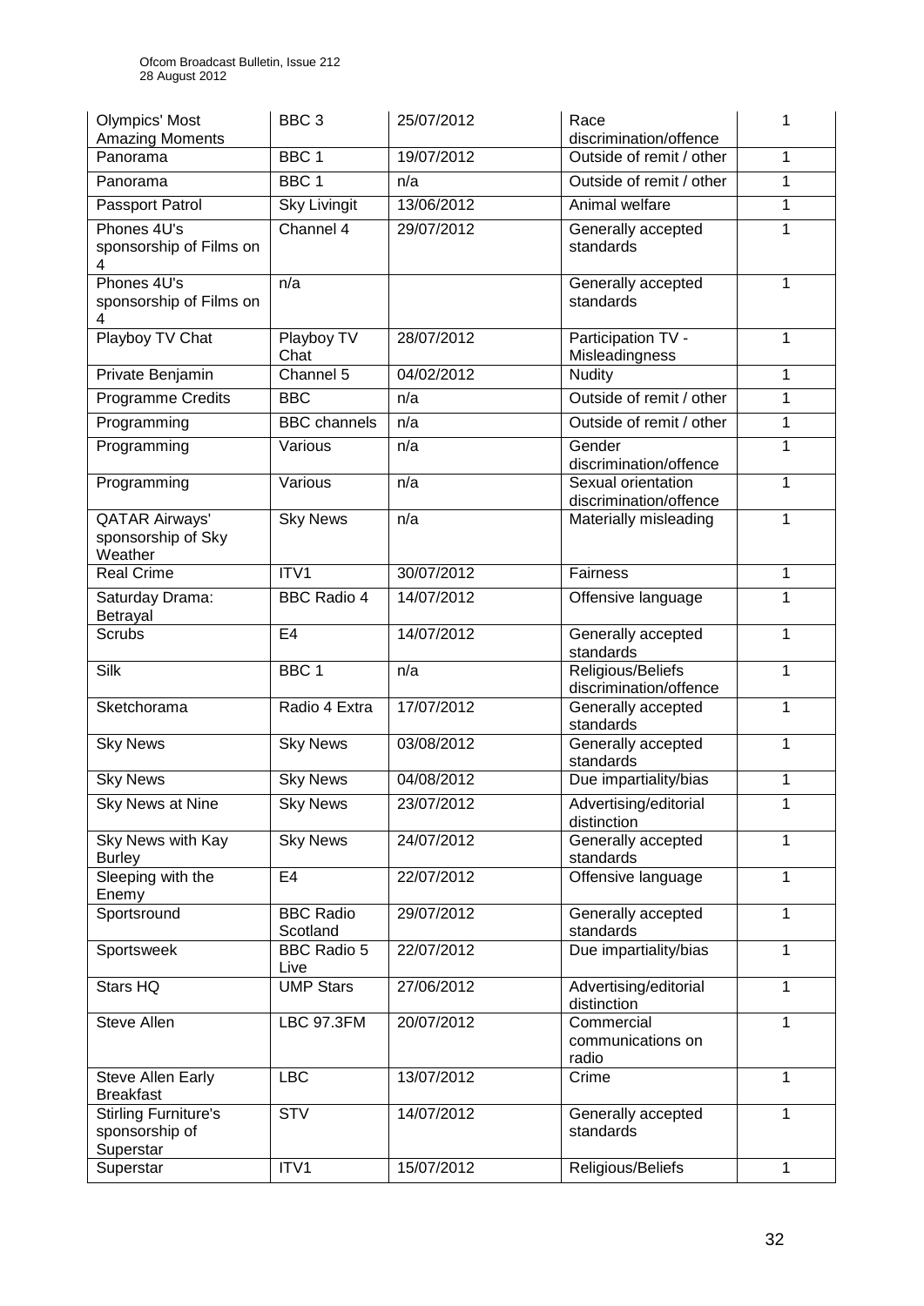| | | | | |
|---|---|---|---|---|
| Olympics' Most Amazing Moments | BBC 3 | 25/07/2012 | Race discrimination/offence | 1 |
| Panorama | BBC 1 | 19/07/2012 | Outside of remit / other | 1 |
| Panorama | BBC 1 | n/a | Outside of remit / other | 1 |
| Passport Patrol | Sky Livingit | 13/06/2012 | Animal welfare | 1 |
| Phones 4U's sponsorship of Films on 4 | Channel 4 | 29/07/2012 | Generally accepted standards | 1 |
| Phones 4U's sponsorship of Films on 4 | n/a | | Generally accepted standards | 1 |
| Playboy TV Chat | Playboy TV Chat | 28/07/2012 | Participation TV - Misleadingness | 1 |
| Private Benjamin | Channel 5 | 04/02/2012 | Nudity | 1 |
| Programme Credits | BBC | n/a | Outside of remit / other | 1 |
| Programming | BBC channels | n/a | Outside of remit / other | 1 |
| Programming | Various | n/a | Gender discrimination/offence | 1 |
| Programming | Various | n/a | Sexual orientation discrimination/offence | 1 |
| QATAR Airways' sponsorship of Sky Weather | Sky News | n/a | Materially misleading | 1 |
| Real Crime | ITV1 | 30/07/2012 | Fairness | 1 |
| Saturday Drama: Betrayal | BBC Radio 4 | 14/07/2012 | Offensive language | 1 |
| Scrubs | E4 | 14/07/2012 | Generally accepted standards | 1 |
| Silk | BBC 1 | n/a | Religious/Beliefs discrimination/offence | 1 |
| Sketchorama | Radio 4 Extra | 17/07/2012 | Generally accepted standards | 1 |
| Sky News | Sky News | 03/08/2012 | Generally accepted standards | 1 |
| Sky News | Sky News | 04/08/2012 | Due impartiality/bias | 1 |
| Sky News at Nine | Sky News | 23/07/2012 | Advertising/editorial distinction | 1 |
| Sky News with Kay Burley | Sky News | 24/07/2012 | Generally accepted standards | 1 |
| Sleeping with the Enemy | E4 | 22/07/2012 | Offensive language | 1 |
| Sportsround | BBC Radio Scotland | 29/07/2012 | Generally accepted standards | 1 |
| Sportsweek | BBC Radio 5 Live | 22/07/2012 | Due impartiality/bias | 1 |
| Stars HQ | UMP Stars | 27/06/2012 | Advertising/editorial distinction | 1 |
| Steve Allen | LBC 97.3FM | 20/07/2012 | Commercial communications on radio | 1 |
| Steve Allen Early Breakfast | LBC | 13/07/2012 | Crime | 1 |
| Stirling Furniture's sponsorship of Superstar | STV | 14/07/2012 | Generally accepted standards | 1 |
| Superstar | ITV1 | 15/07/2012 | Religious/Beliefs | 1 |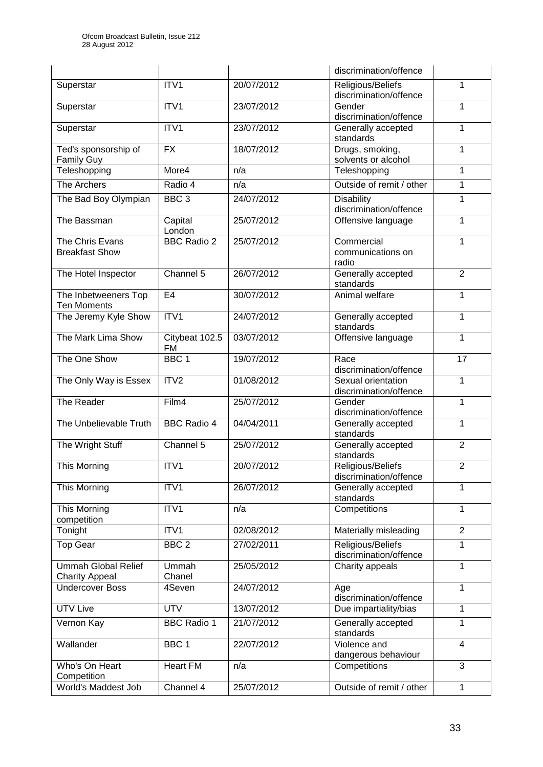| | | | | |
|---|---|---|---|---|
| | | | discrimination/offence | |
| Superstar | ITV1 | 20/07/2012 | Religious/Beliefs discrimination/offence | 1 |
| Superstar | ITV1 | 23/07/2012 | Gender discrimination/offence | 1 |
| Superstar | ITV1 | 23/07/2012 | Generally accepted standards | 1 |
| Ted's sponsorship of Family Guy | FX | 18/07/2012 | Drugs, smoking, solvents or alcohol | 1 |
| Teleshopping | More4 | n/a | Teleshopping | 1 |
| The Archers | Radio 4 | n/a | Outside of remit / other | 1 |
| The Bad Boy Olympian | BBC 3 | 24/07/2012 | Disability discrimination/offence | 1 |
| The Bassman | Capital London | 25/07/2012 | Offensive language | 1 |
| The Chris Evans Breakfast Show | BBC Radio 2 | 25/07/2012 | Commercial communications on radio | 1 |
| The Hotel Inspector | Channel 5 | 26/07/2012 | Generally accepted standards | 2 |
| The Inbetweeners Top Ten Moments | E4 | 30/07/2012 | Animal welfare | 1 |
| The Jeremy Kyle Show | ITV1 | 24/07/2012 | Generally accepted standards | 1 |
| The Mark Lima Show | Citybeat 102.5 FM | 03/07/2012 | Offensive language | 1 |
| The One Show | BBC 1 | 19/07/2012 | Race discrimination/offence | 17 |
| The Only Way is Essex | ITV2 | 01/08/2012 | Sexual orientation discrimination/offence | 1 |
| The Reader | Film4 | 25/07/2012 | Gender discrimination/offence | 1 |
| The Unbelievable Truth | BBC Radio 4 | 04/04/2011 | Generally accepted standards | 1 |
| The Wright Stuff | Channel 5 | 25/07/2012 | Generally accepted standards | 2 |
| This Morning | ITV1 | 20/07/2012 | Religious/Beliefs discrimination/offence | 2 |
| This Morning | ITV1 | 26/07/2012 | Generally accepted standards | 1 |
| This Morning competition | ITV1 | n/a | Competitions | 1 |
| Tonight | ITV1 | 02/08/2012 | Materially misleading | 2 |
| Top Gear | BBC 2 | 27/02/2011 | Religious/Beliefs discrimination/offence | 1 |
| Ummah Global Relief Charity Appeal | Ummah Chanel | 25/05/2012 | Charity appeals | 1 |
| Undercover Boss | 4Seven | 24/07/2012 | Age discrimination/offence | 1 |
| UTV Live | UTV | 13/07/2012 | Due impartiality/bias | 1 |
| Vernon Kay | BBC Radio 1 | 21/07/2012 | Generally accepted standards | 1 |
| Wallander | BBC 1 | 22/07/2012 | Violence and dangerous behaviour | 4 |
| Who's On Heart Competition | Heart FM | n/a | Competitions | 3 |
| World's Maddest Job | Channel 4 | 25/07/2012 | Outside of remit / other | 1 |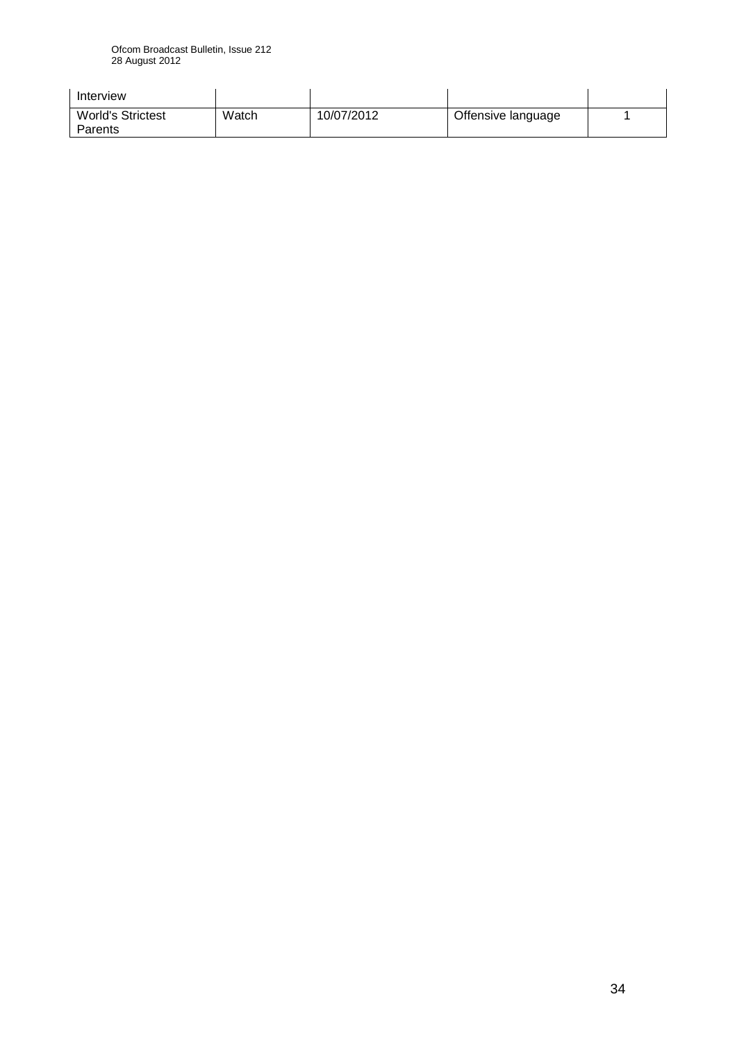| | | | | |
|---|---|---|---|---|
| Interview | | | | |
| World's Strictest Parents | Watch | 10/07/2012 | Offensive language | 1 |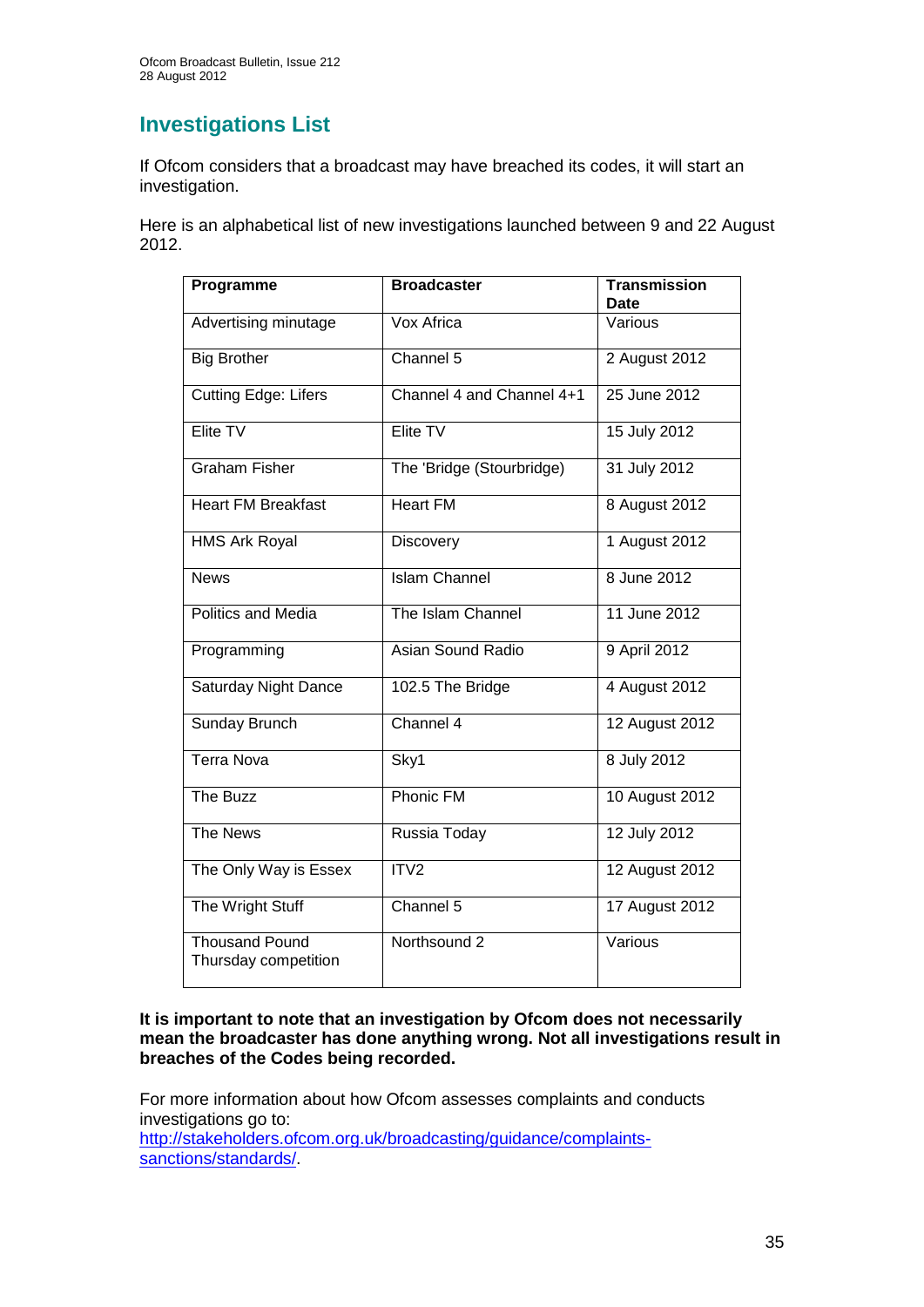## Investigations List

If Ofcom considers that a broadcast may have breached its codes, it will start an investigation.

Here is an alphabetical list of new investigations launched between 9 and 22 August 2012.

| Programme | Broadcaster | Transmission Date |
|---|---|---|
| Advertising minutage | Vox Africa | Various |
| Big Brother | Channel 5 | 2 August 2012 |
| Cutting Edge: Lifers | Channel 4 and Channel 4+1 | 25 June 2012 |
| Elite TV | Elite TV | 15 July 2012 |
| Graham Fisher | The 'Bridge (Stourbridge) | 31 July 2012 |
| Heart FM Breakfast | Heart FM | 8 August 2012 |
| HMS Ark Royal | Discovery | 1 August 2012 |
| News | Islam Channel | 8 June 2012 |
| Politics and Media | The Islam Channel | 11 June 2012 |
| Programming | Asian Sound Radio | 9 April 2012 |
| Saturday Night Dance | 102.5 The Bridge | 4 August 2012 |
| Sunday Brunch | Channel 4 | 12 August 2012 |
| Terra Nova | Sky1 | 8 July 2012 |
| The Buzz | Phonic FM | 10 August 2012 |
| The News | Russia Today | 12 July 2012 |
| The Only Way is Essex | ITV2 | 12 August 2012 |
| The Wright Stuff | Channel 5 | 17 August 2012 |
| Thousand Pound Thursday competition | Northsound 2 | Various |

**It is important to note that an investigation by Ofcom does not necessarily mean the broadcaster has done anything wrong. Not all investigations result in breaches of the Codes being recorded.**

For more information about how Ofcom assesses complaints and conducts investigations go to:
http://stakeholders.ofcom.org.uk/broadcasting/guidance/complaints-sanctions/standards/.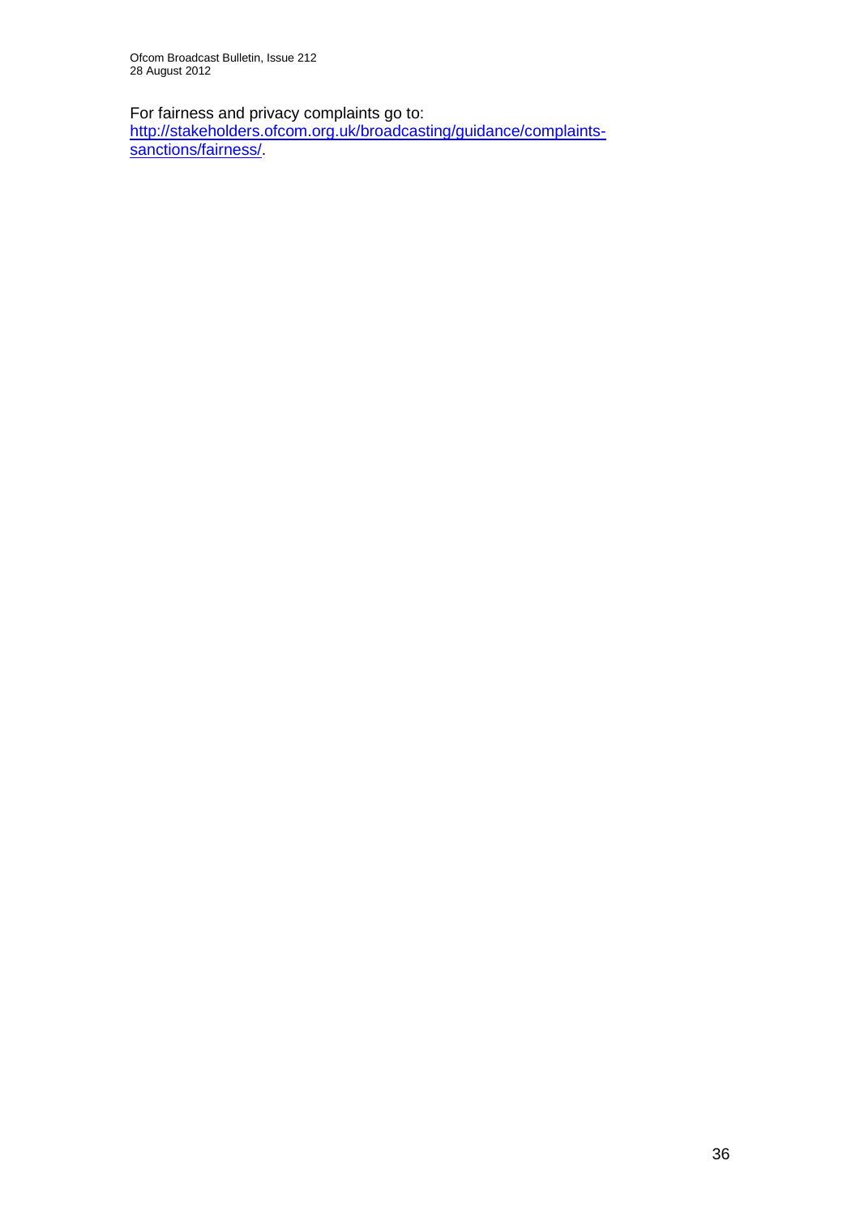For fairness and privacy complaints go to: [http://stakeholders.ofcom.org.uk/broadcasting/guidance/complaints-sanctions/fairness/](http://stakeholders.ofcom.org.uk/broadcasting/guidance/complaints-sanctions/fairness/).